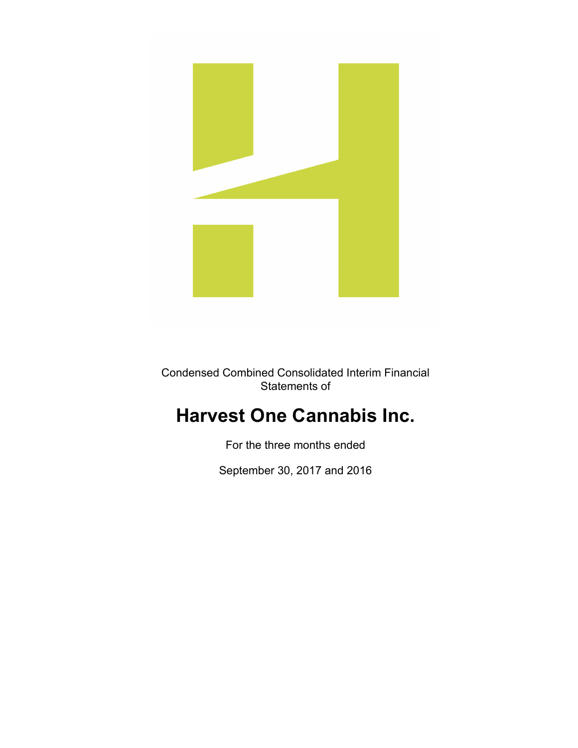Condensed Combined Consolidated Interim Financial Statements of

# Harvest One Cannabis Inc.

For the three months ended

September 30, 2017 and 2016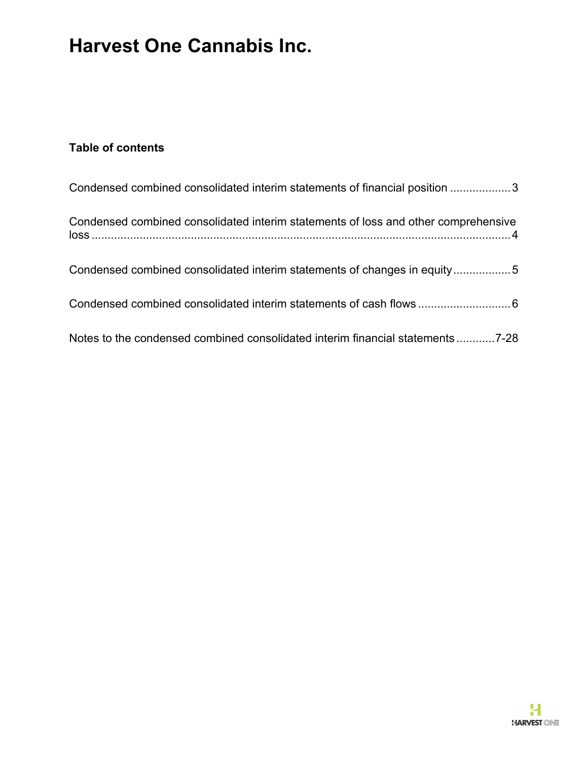# Harvest One Cannabis Inc.

**Table of contents**

Condensed combined consolidated interim statements of financial position .................. 3

Condensed combined consolidated interim statements of loss and other comprehensive loss .................................................................................................................... 4

Condensed combined consolidated interim statements of changes in equity .................. 5

Condensed combined consolidated interim statements of cash flows ............................ 6

Notes to the condensed combined consolidated interim financial statements ........... 7-28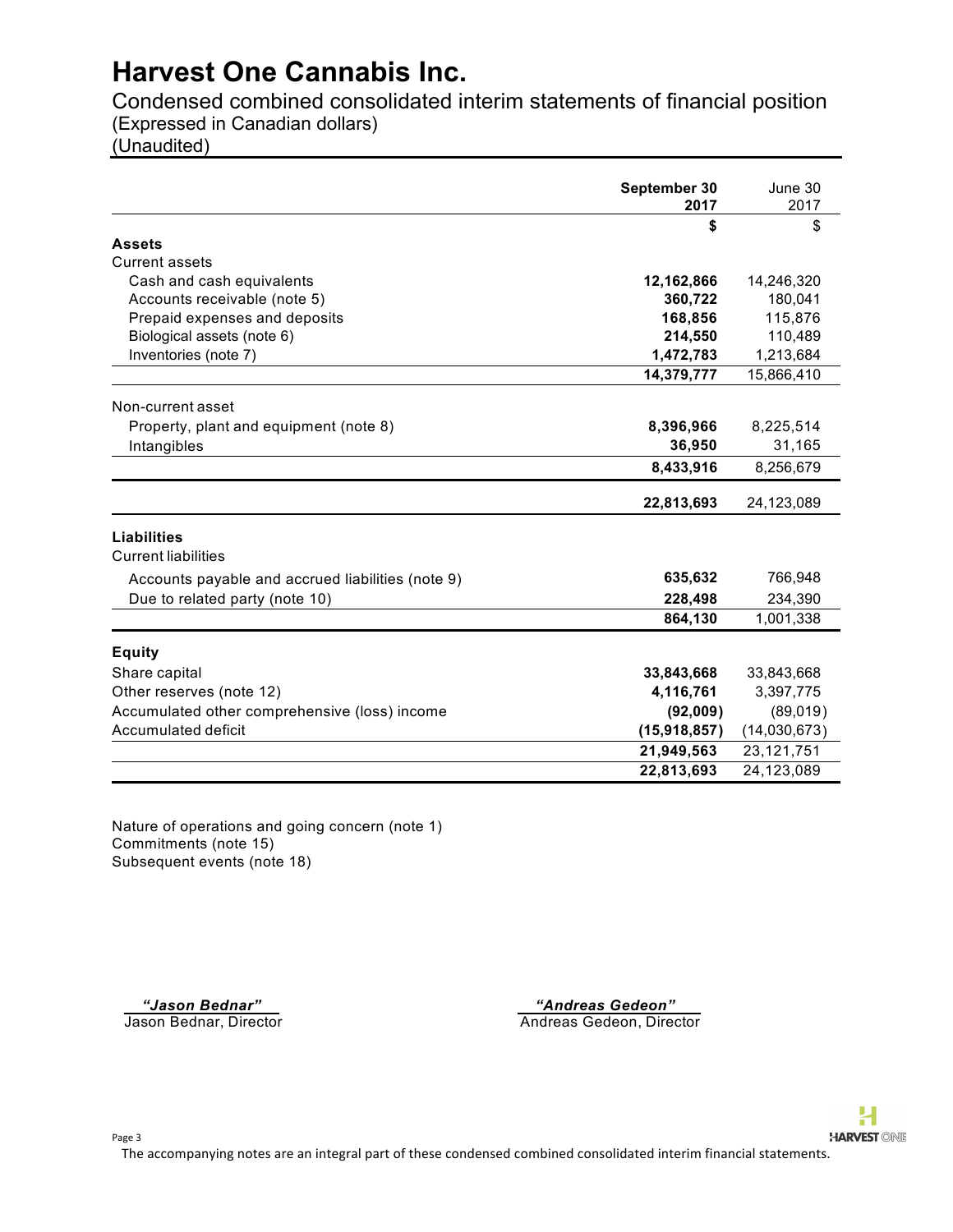# Harvest One Cannabis Inc.

Condensed combined consolidated interim statements of financial position
(Expressed in Canadian dollars)
(Unaudited)

| | September 30 2017 | June 30 2017 |
|---|---|---|
| | **$** | $ |
| **Assets** | | |
| Current assets | | |
| Cash and cash equivalents | **12,162,866** | 14,246,320 |
| Accounts receivable (note 5) | **360,722** | 180,041 |
| Prepaid expenses and deposits | **168,856** | 115,876 |
| Biological assets (note 6) | **214,550** | 110,489 |
| Inventories (note 7) | **1,472,783** | 1,213,684 |
| | **14,379,777** | 15,866,410 |
| Non-current asset | | |
| Property, plant and equipment (note 8) | **8,396,966** | 8,225,514 |
| Intangibles | **36,950** | 31,165 |
| | **8,433,916** | 8,256,679 |
| | **22,813,693** | 24,123,089 |
| **Liabilities** | | |
| Current liabilities | | |
| Accounts payable and accrued liabilities (note 9) | **635,632** | 766,948 |
| Due to related party (note 10) | **228,498** | 234,390 |
| | **864,130** | 1,001,338 |
| **Equity** | | |
| Share capital | **33,843,668** | 33,843,668 |
| Other reserves (note 12) | **4,116,761** | 3,397,775 |
| Accumulated other comprehensive (loss) income | **(92,009)** | (89,019) |
| Accumulated deficit | **(15,918,857)** | (14,030,673) |
| | **21,949,563** | 23,121,751 |
| | **22,813,693** | 24,123,089 |

Nature of operations and going concern (note 1)
Commitments (note 15)
Subsequent events (note 18)

*"Jason Bednar"*
Jason Bednar, Director

*"Andreas Gedeon"*
Andreas Gedeon, Director

The accompanying notes are an integral part of these condensed combined consolidated interim financial statements.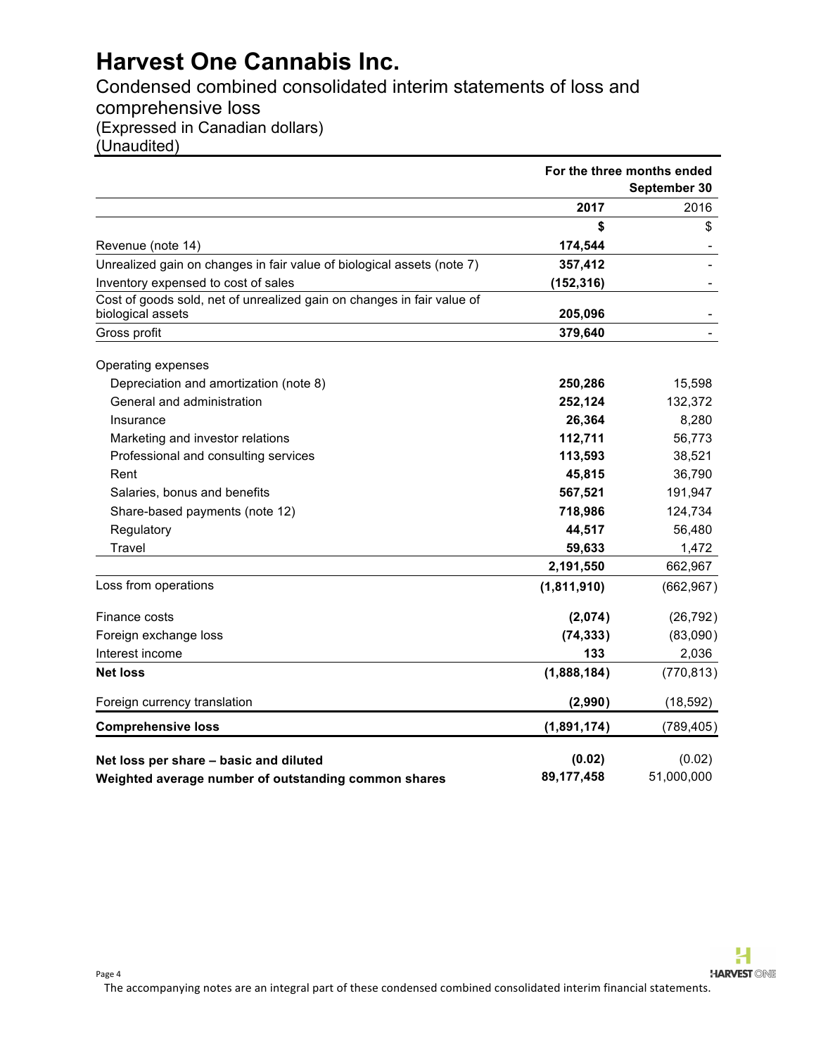# Harvest One Cannabis Inc.

Condensed combined consolidated interim statements of loss and comprehensive loss
(Expressed in Canadian dollars)
(Unaudited)

| | For the three months ended September 30 | |
|---|---|---|
| | **2017** | 2016 |
| | **$** | $ |
| Revenue (note 14) | **174,544** | - |
| Unrealized gain on changes in fair value of biological assets (note 7) | **357,412** | - |
| Inventory expensed to cost of sales | **(152,316)** | - |
| Cost of goods sold, net of unrealized gain on changes in fair value of biological assets | **205,096** | - |
| Gross profit | **379,640** | - |
| | | |
| Operating expenses | | |
| Depreciation and amortization (note 8) | **250,286** | 15,598 |
| General and administration | **252,124** | 132,372 |
| Insurance | **26,364** | 8,280 |
| Marketing and investor relations | **112,711** | 56,773 |
| Professional and consulting services | **113,593** | 38,521 |
| Rent | **45,815** | 36,790 |
| Salaries, bonus and benefits | **567,521** | 191,947 |
| Share-based payments (note 12) | **718,986** | 124,734 |
| Regulatory | **44,517** | 56,480 |
| Travel | **59,633** | 1,472 |
| | **2,191,550** | 662,967 |
| Loss from operations | **(1,811,910)** | (662,967) |
| | | |
| Finance costs | **(2,074)** | (26,792) |
| Foreign exchange loss | **(74,333)** | (83,090) |
| Interest income | **133** | 2,036 |
| **Net loss** | **(1,888,184)** | (770,813) |
| | | |
| Foreign currency translation | **(2,990)** | (18,592) |
| **Comprehensive loss** | **(1,891,174)** | (789,405) |
| | | |
| **Net loss per share – basic and diluted** | **(0.02)** | (0.02) |
| **Weighted average number of outstanding common shares** | **89,177,458** | 51,000,000 |

The accompanying notes are an integral part of these condensed combined consolidated interim financial statements.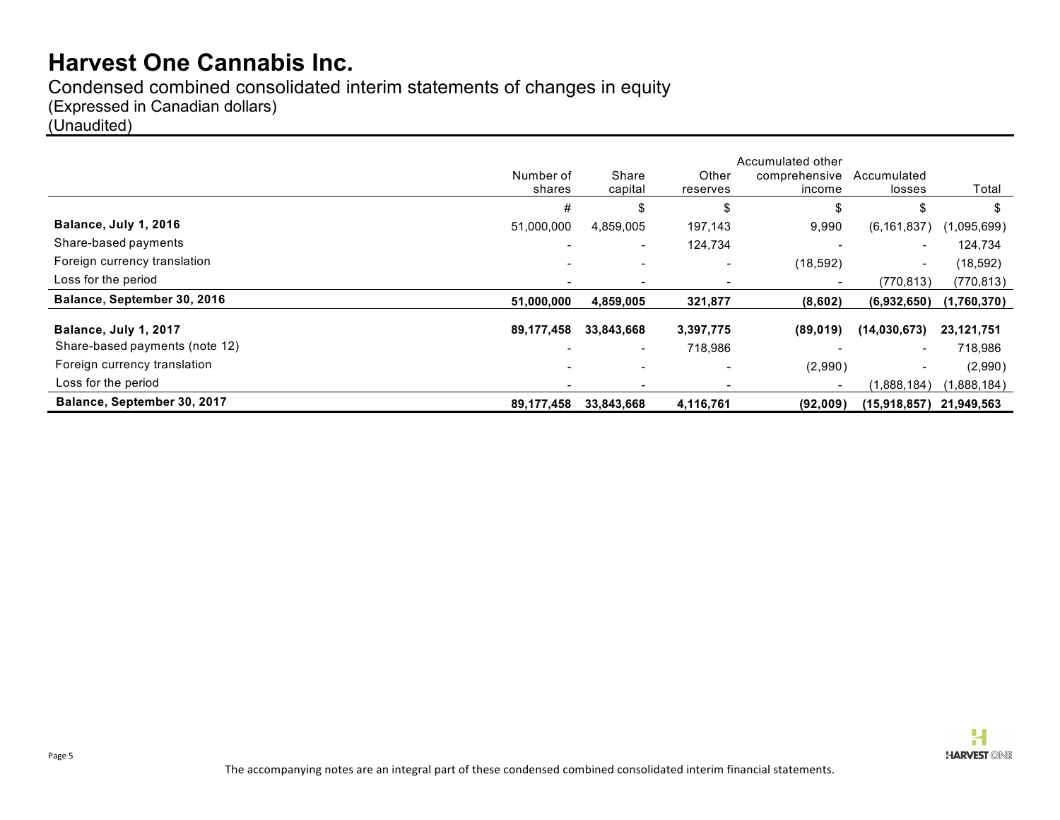# Harvest One Cannabis Inc.

Condensed combined consolidated interim statements of changes in equity
(Expressed in Canadian dollars)
(Unaudited)

| | Number of shares | Share capital | Other reserves | Accumulated other comprehensive income | Accumulated losses | Total |
|---|---|---|---|---|---|---|
| | # | $ | $ | $ | $ | $ |
| **Balance, July 1, 2016** | 51,000,000 | 4,859,005 | 197,143 | 9,990 | (6,161,837) | (1,095,699) |
| Share-based payments | - | - | 124,734 | - | - | 124,734 |
| Foreign currency translation | - | - | - | (18,592) | - | (18,592) |
| Loss for the period | - | - | - | - | (770,813) | (770,813) |
| **Balance, September 30, 2016** | **51,000,000** | **4,859,005** | **321,877** | **(8,602)** | **(6,932,650)** | **(1,760,370)** |
| **Balance, July 1, 2017** | **89,177,458** | **33,843,668** | **3,397,775** | **(89,019)** | **(14,030,673)** | **23,121,751** |
| Share-based payments (note 12) | - | - | 718,986 | - | - | 718,986 |
| Foreign currency translation | - | - | - | (2,990) | - | (2,990) |
| Loss for the period | - | - | - | - | (1,888,184) | (1,888,184) |
| **Balance, September 30, 2017** | **89,177,458** | **33,843,668** | **4,116,761** | **(92,009)** | **(15,918,857)** | **21,949,563** |

The accompanying notes are an integral part of these condensed combined consolidated interim financial statements.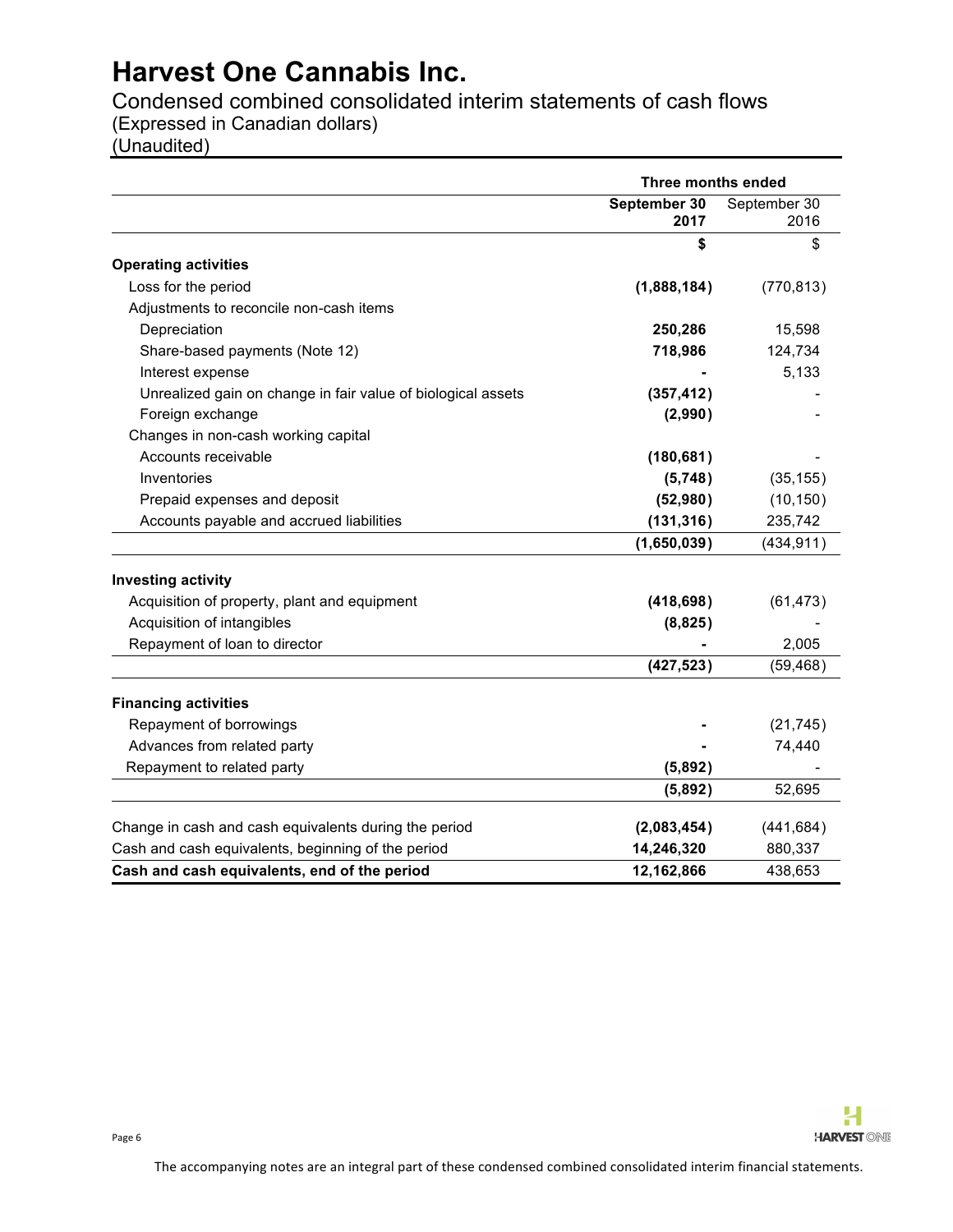# Harvest One Cannabis Inc.

Condensed combined consolidated interim statements of cash flows
(Expressed in Canadian dollars)
(Unaudited)

| | Three months ended | |
|---|---|---|
| | **September 30 2017** | September 30 2016 |
| | **$** | $ |
| **Operating activities** | | |
| Loss for the period | **(1,888,184)** | (770,813) |
| Adjustments to reconcile non-cash items | | |
| Depreciation | **250,286** | 15,598 |
| Share-based payments (Note 12) | **718,986** | 124,734 |
| Interest expense | **-** | 5,133 |
| Unrealized gain on change in fair value of biological assets | **(357,412)** | - |
| Foreign exchange | **(2,990)** | - |
| Changes in non-cash working capital | | |
| Accounts receivable | **(180,681)** | - |
| Inventories | **(5,748)** | (35,155) |
| Prepaid expenses and deposit | **(52,980)** | (10,150) |
| Accounts payable and accrued liabilities | **(131,316)** | 235,742 |
| | **(1,650,039)** | (434,911) |
| **Investing activity** | | |
| Acquisition of property, plant and equipment | **(418,698)** | (61,473) |
| Acquisition of intangibles | **(8,825)** | - |
| Repayment of loan to director | **-** | 2,005 |
| | **(427,523)** | (59,468) |
| **Financing activities** | | |
| Repayment of borrowings | **-** | (21,745) |
| Advances from related party | **-** | 74,440 |
| Repayment to related party | **(5,892)** | - |
| | **(5,892)** | 52,695 |
| Change in cash and cash equivalents during the period | **(2,083,454)** | (441,684) |
| Cash and cash equivalents, beginning of the period | **14,246,320** | 880,337 |
| **Cash and cash equivalents, end of the period** | **12,162,866** | 438,653 |

The accompanying notes are an integral part of these condensed combined consolidated interim financial statements.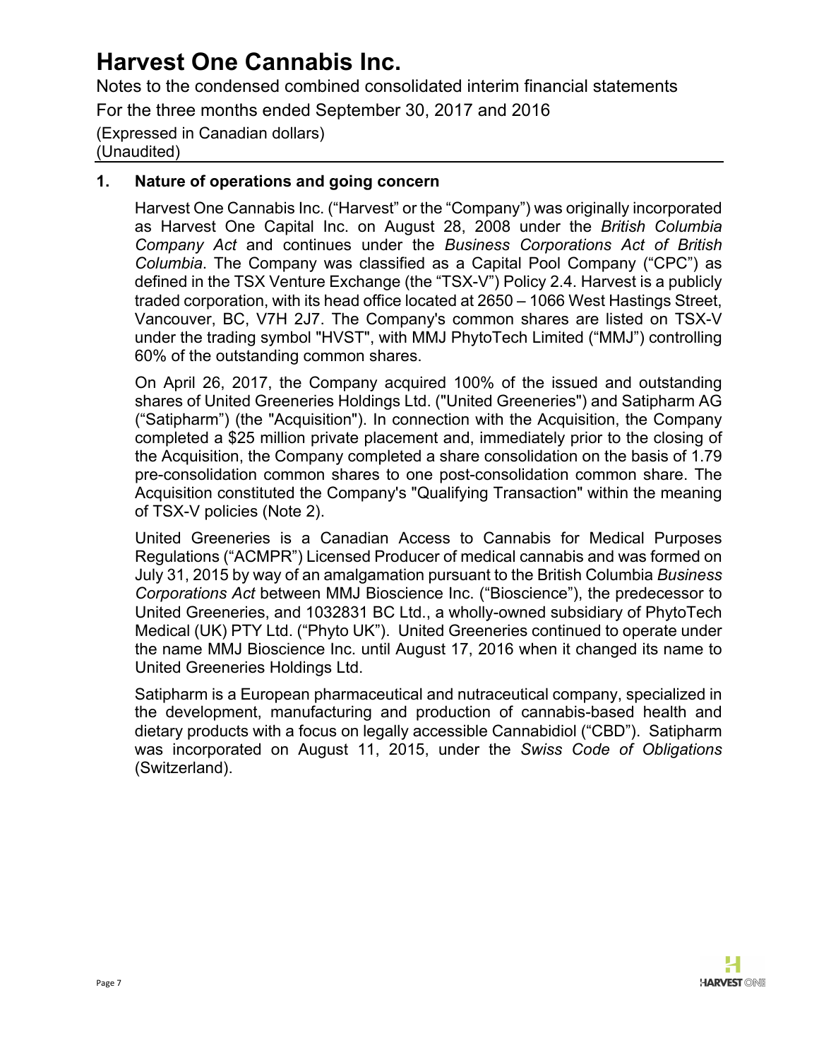## 1. Nature of operations and going concern

Harvest One Cannabis Inc. ("Harvest" or the "Company") was originally incorporated as Harvest One Capital Inc. on August 28, 2008 under the *British Columbia Company Act* and continues under the *Business Corporations Act of British Columbia*. The Company was classified as a Capital Pool Company ("CPC") as defined in the TSX Venture Exchange (the "TSX-V") Policy 2.4. Harvest is a publicly traded corporation, with its head office located at 2650 – 1066 West Hastings Street, Vancouver, BC, V7H 2J7. The Company's common shares are listed on TSX-V under the trading symbol "HVST", with MMJ PhytoTech Limited ("MMJ") controlling 60% of the outstanding common shares.

On April 26, 2017, the Company acquired 100% of the issued and outstanding shares of United Greeneries Holdings Ltd. ("United Greeneries") and Satipharm AG ("Satipharm") (the "Acquisition"). In connection with the Acquisition, the Company completed a $25 million private placement and, immediately prior to the closing of the Acquisition, the Company completed a share consolidation on the basis of 1.79 pre-consolidation common shares to one post-consolidation common share. The Acquisition constituted the Company's "Qualifying Transaction" within the meaning of TSX-V policies (Note 2).

United Greeneries is a Canadian Access to Cannabis for Medical Purposes Regulations ("ACMPR") Licensed Producer of medical cannabis and was formed on July 31, 2015 by way of an amalgamation pursuant to the British Columbia *Business Corporations Act* between MMJ Bioscience Inc. ("Bioscience"), the predecessor to United Greeneries, and 1032831 BC Ltd., a wholly-owned subsidiary of PhytoTech Medical (UK) PTY Ltd. ("Phyto UK"). United Greeneries continued to operate under the name MMJ Bioscience Inc. until August 17, 2016 when it changed its name to United Greeneries Holdings Ltd.

Satipharm is a European pharmaceutical and nutraceutical company, specialized in the development, manufacturing and production of cannabis-based health and dietary products with a focus on legally accessible Cannabidiol ("CBD"). Satipharm was incorporated on August 11, 2015, under the *Swiss Code of Obligations* (Switzerland).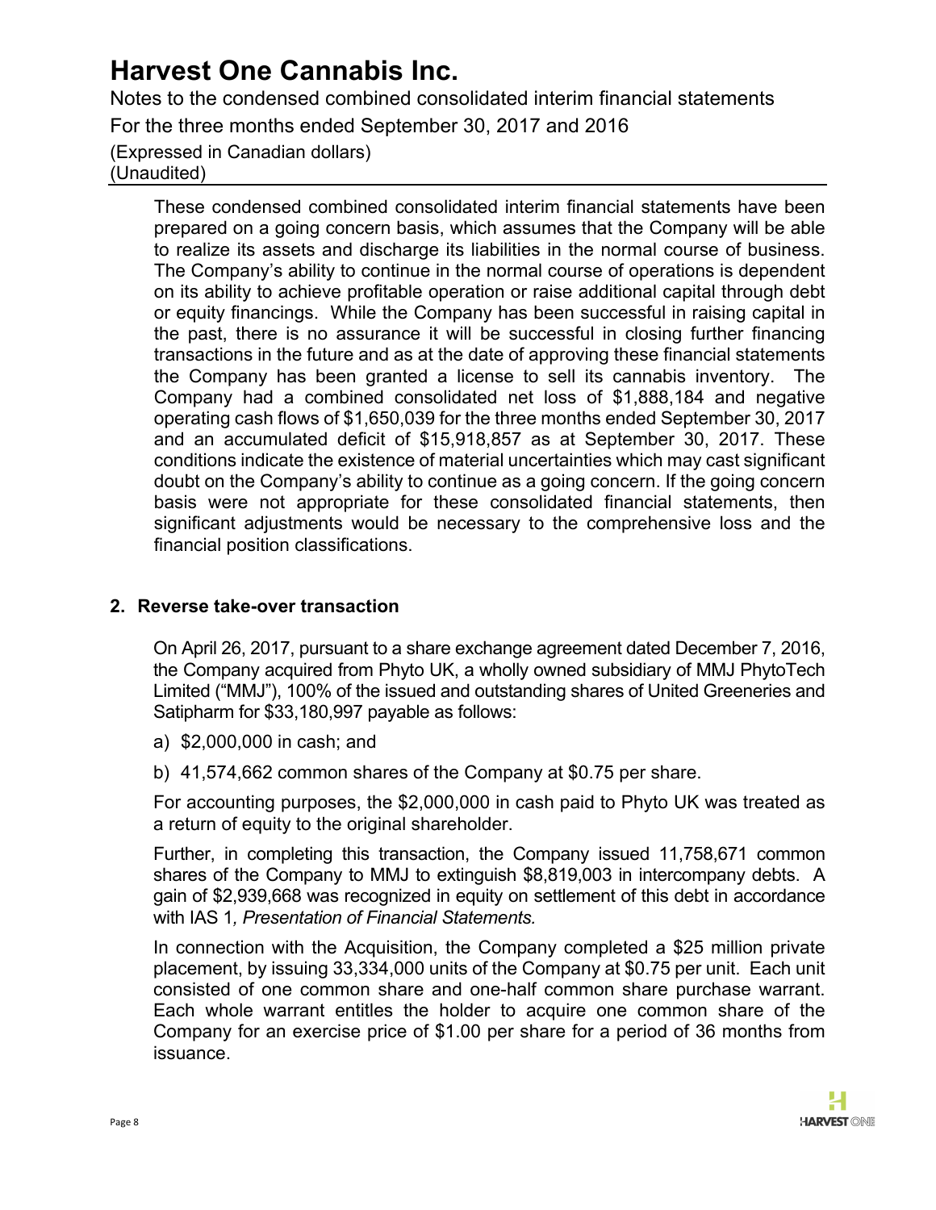These condensed combined consolidated interim financial statements have been prepared on a going concern basis, which assumes that the Company will be able to realize its assets and discharge its liabilities in the normal course of business. The Company's ability to continue in the normal course of operations is dependent on its ability to achieve profitable operation or raise additional capital through debt or equity financings. While the Company has been successful in raising capital in the past, there is no assurance it will be successful in closing further financing transactions in the future and as at the date of approving these financial statements the Company has been granted a license to sell its cannabis inventory. The Company had a combined consolidated net loss of $1,888,184 and negative operating cash flows of $1,650,039 for the three months ended September 30, 2017 and an accumulated deficit of $15,918,857 as at September 30, 2017. These conditions indicate the existence of material uncertainties which may cast significant doubt on the Company's ability to continue as a going concern. If the going concern basis were not appropriate for these consolidated financial statements, then significant adjustments would be necessary to the comprehensive loss and the financial position classifications.

## 2. Reverse take-over transaction

On April 26, 2017, pursuant to a share exchange agreement dated December 7, 2016, the Company acquired from Phyto UK, a wholly owned subsidiary of MMJ PhytoTech Limited ("MMJ"), 100% of the issued and outstanding shares of United Greeneries and Satipharm for $33,180,997 payable as follows:

a) $2,000,000 in cash; and

b) 41,574,662 common shares of the Company at $0.75 per share.

For accounting purposes, the $2,000,000 in cash paid to Phyto UK was treated as a return of equity to the original shareholder.

Further, in completing this transaction, the Company issued 11,758,671 common shares of the Company to MMJ to extinguish $8,819,003 in intercompany debts. A gain of $2,939,668 was recognized in equity on settlement of this debt in accordance with IAS 1*, Presentation of Financial Statements.*

In connection with the Acquisition, the Company completed a $25 million private placement, by issuing 33,334,000 units of the Company at $0.75 per unit. Each unit consisted of one common share and one-half common share purchase warrant. Each whole warrant entitles the holder to acquire one common share of the Company for an exercise price of $1.00 per share for a period of 36 months from issuance.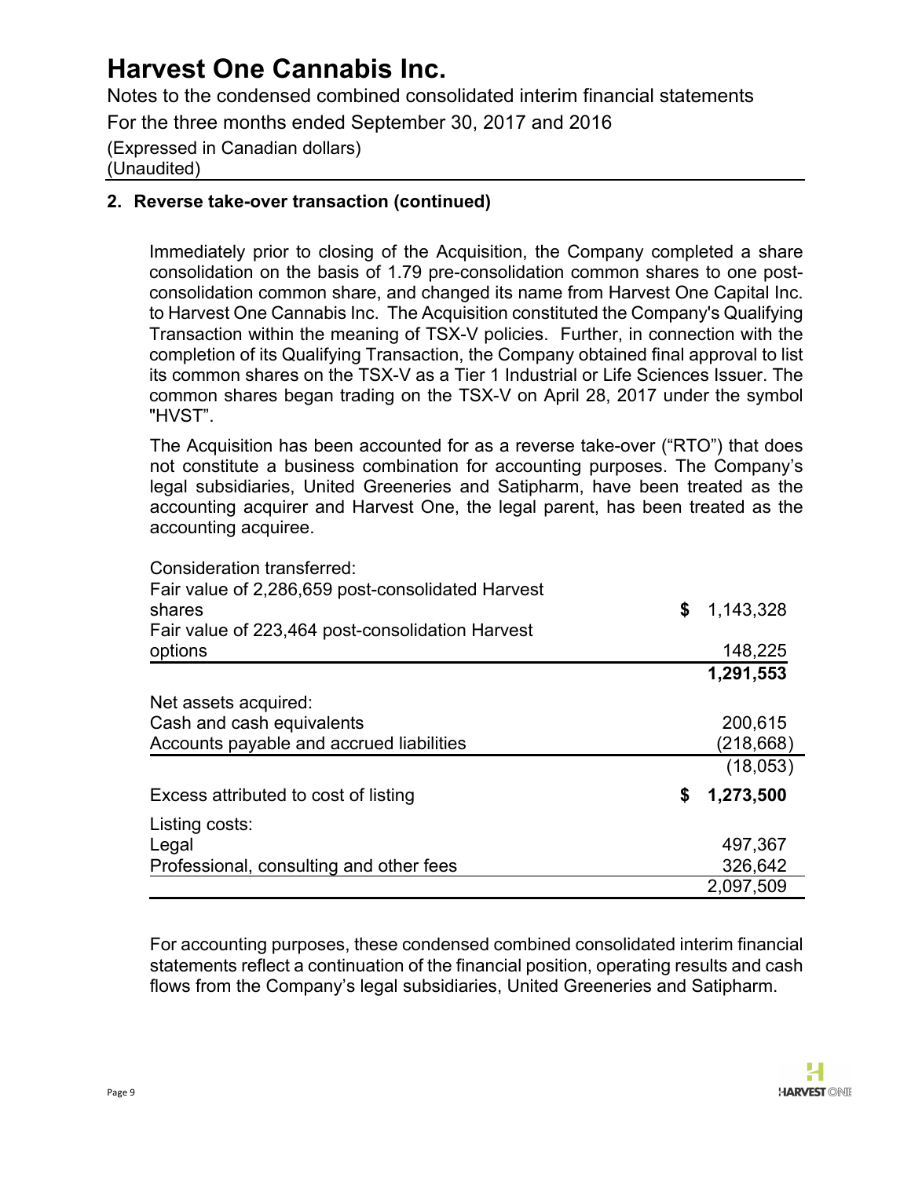## 2. Reverse take-over transaction (continued)

Immediately prior to closing of the Acquisition, the Company completed a share consolidation on the basis of 1.79 pre-consolidation common shares to one post-consolidation common share, and changed its name from Harvest One Capital Inc. to Harvest One Cannabis Inc. The Acquisition constituted the Company's Qualifying Transaction within the meaning of TSX-V policies. Further, in connection with the completion of its Qualifying Transaction, the Company obtained final approval to list its common shares on the TSX-V as a Tier 1 Industrial or Life Sciences Issuer. The common shares began trading on the TSX-V on April 28, 2017 under the symbol "HVST".

The Acquisition has been accounted for as a reverse take-over ("RTO") that does not constitute a business combination for accounting purposes. The Company's legal subsidiaries, United Greeneries and Satipharm, have been treated as the accounting acquirer and Harvest One, the legal parent, has been treated as the accounting acquiree.

| | |
|---|---|
| Consideration transferred: | |
| Fair value of 2,286,659 post-consolidated Harvest shares | $ 1,143,328 |
| Fair value of 223,464 post-consolidation Harvest options | 148,225 |
| | **1,291,553** |
| Net assets acquired: | |
| Cash and cash equivalents | 200,615 |
| Accounts payable and accrued liabilities | (218,668) |
| | (18,053) |
| Excess attributed to cost of listing | **$ 1,273,500** |
| Listing costs: | |
| Legal | 497,367 |
| Professional, consulting and other fees | 326,642 |
| | 2,097,509 |

For accounting purposes, these condensed combined consolidated interim financial statements reflect a continuation of the financial position, operating results and cash flows from the Company's legal subsidiaries, United Greeneries and Satipharm.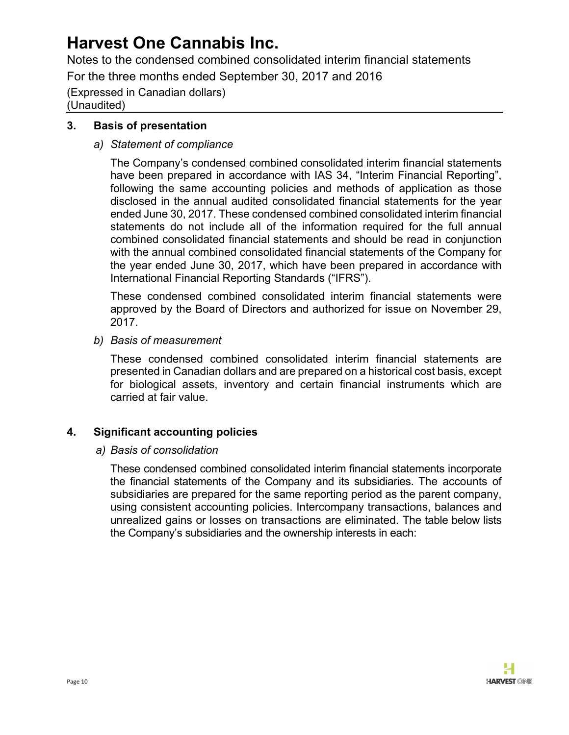## 3. Basis of presentation

### a) *Statement of compliance*

The Company's condensed combined consolidated interim financial statements have been prepared in accordance with IAS 34, "Interim Financial Reporting", following the same accounting policies and methods of application as those disclosed in the annual audited consolidated financial statements for the year ended June 30, 2017. These condensed combined consolidated interim financial statements do not include all of the information required for the full annual combined consolidated financial statements and should be read in conjunction with the annual combined consolidated financial statements of the Company for the year ended June 30, 2017, which have been prepared in accordance with International Financial Reporting Standards ("IFRS").

These condensed combined consolidated interim financial statements were approved by the Board of Directors and authorized for issue on November 29, 2017.

### b) *Basis of measurement*

These condensed combined consolidated interim financial statements are presented in Canadian dollars and are prepared on a historical cost basis, except for biological assets, inventory and certain financial instruments which are carried at fair value.

## 4. Significant accounting policies

### a) *Basis of consolidation*

These condensed combined consolidated interim financial statements incorporate the financial statements of the Company and its subsidiaries. The accounts of subsidiaries are prepared for the same reporting period as the parent company, using consistent accounting policies. Intercompany transactions, balances and unrealized gains or losses on transactions are eliminated. The table below lists the Company's subsidiaries and the ownership interests in each: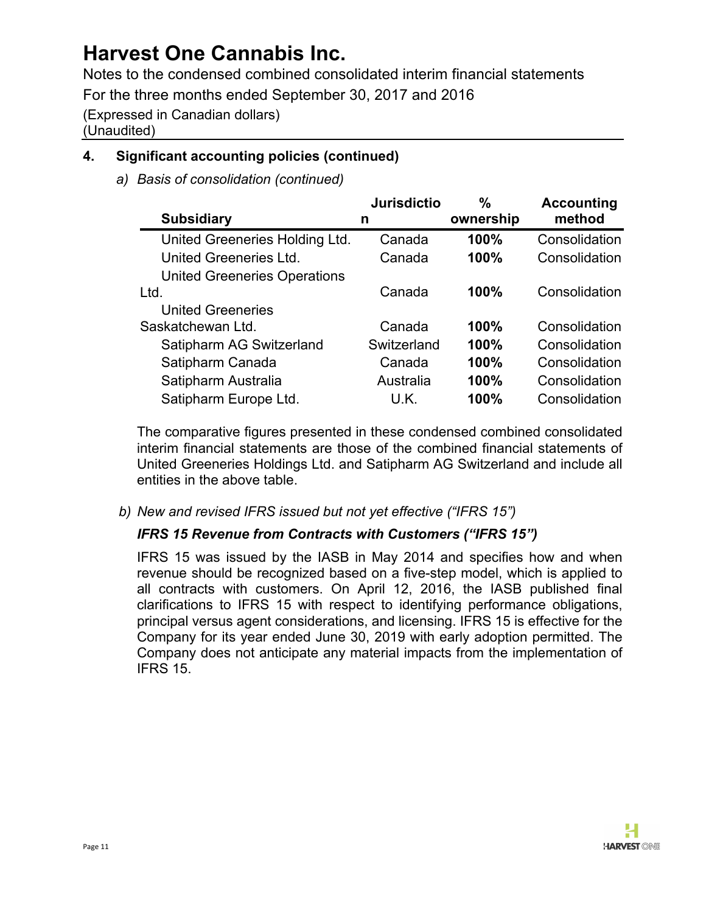## 4. Significant accounting policies (continued)

*a) Basis of consolidation (continued)*

| Subsidiary | Jurisdiction | % ownership | Accounting method |
|---|---|---|---|
| United Greeneries Holding Ltd. | Canada | **100%** | Consolidation |
| United Greeneries Ltd. | Canada | **100%** | Consolidation |
| United Greeneries Operations Ltd. | Canada | **100%** | Consolidation |
| United Greeneries Saskatchewan Ltd. | Canada | **100%** | Consolidation |
| Satipharm AG Switzerland | Switzerland | **100%** | Consolidation |
| Satipharm Canada | Canada | **100%** | Consolidation |
| Satipharm Australia | Australia | **100%** | Consolidation |
| Satipharm Europe Ltd. | U.K. | **100%** | Consolidation |

The comparative figures presented in these condensed combined consolidated interim financial statements are those of the combined financial statements of United Greeneries Holdings Ltd. and Satipharm AG Switzerland and include all entities in the above table.

*b) New and revised IFRS issued but not yet effective ("IFRS 15")*

***IFRS 15 Revenue from Contracts with Customers ("IFRS 15")***

IFRS 15 was issued by the IASB in May 2014 and specifies how and when revenue should be recognized based on a five-step model, which is applied to all contracts with customers. On April 12, 2016, the IASB published final clarifications to IFRS 15 with respect to identifying performance obligations, principal versus agent considerations, and licensing. IFRS 15 is effective for the Company for its year ended June 30, 2019 with early adoption permitted. The Company does not anticipate any material impacts from the implementation of IFRS 15.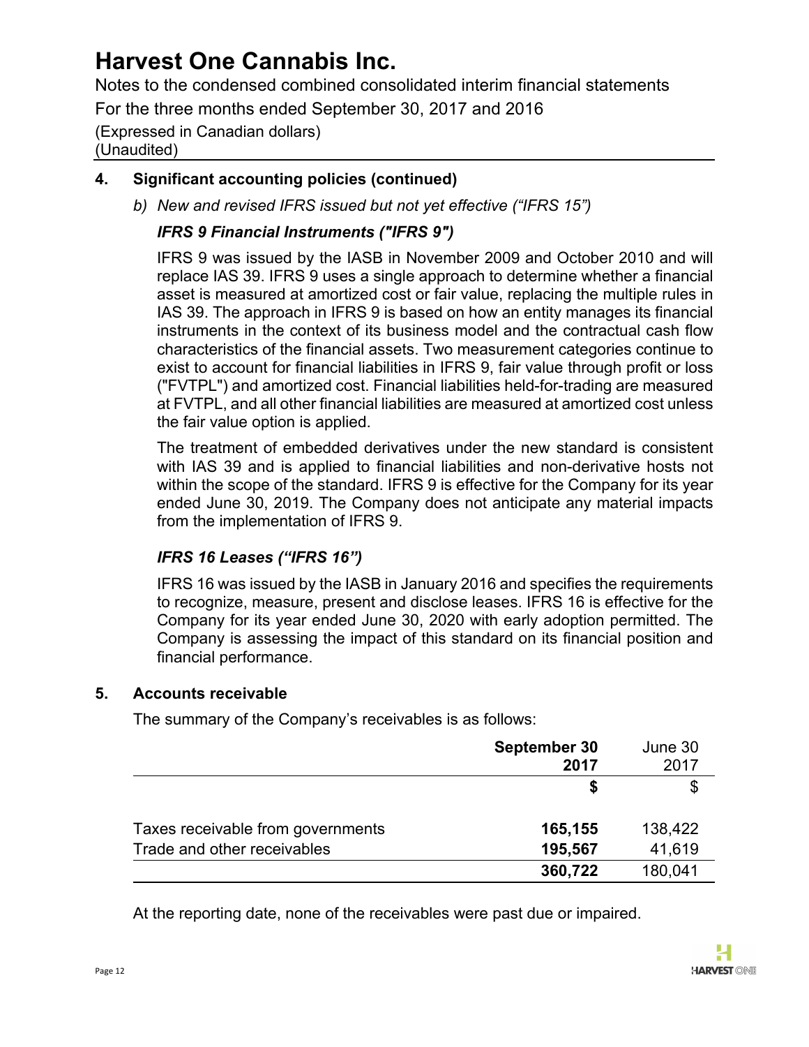# Harvest One Cannabis Inc.

Notes to the condensed combined consolidated interim financial statements

For the three months ended September 30, 2017 and 2016

(Expressed in Canadian dollars)
(Unaudited)

## 4. Significant accounting policies (continued)

*b) New and revised IFRS issued but not yet effective ("IFRS 15")*

### *IFRS 9 Financial Instruments ("IFRS 9")*

IFRS 9 was issued by the IASB in November 2009 and October 2010 and will replace IAS 39. IFRS 9 uses a single approach to determine whether a financial asset is measured at amortized cost or fair value, replacing the multiple rules in IAS 39. The approach in IFRS 9 is based on how an entity manages its financial instruments in the context of its business model and the contractual cash flow characteristics of the financial assets. Two measurement categories continue to exist to account for financial liabilities in IFRS 9, fair value through profit or loss ("FVTPL") and amortized cost. Financial liabilities held-for-trading are measured at FVTPL, and all other financial liabilities are measured at amortized cost unless the fair value option is applied.

The treatment of embedded derivatives under the new standard is consistent with IAS 39 and is applied to financial liabilities and non-derivative hosts not within the scope of the standard. IFRS 9 is effective for the Company for its year ended June 30, 2019. The Company does not anticipate any material impacts from the implementation of IFRS 9.

### *IFRS 16 Leases ("IFRS 16")*

IFRS 16 was issued by the IASB in January 2016 and specifies the requirements to recognize, measure, present and disclose leases. IFRS 16 is effective for the Company for its year ended June 30, 2020 with early adoption permitted. The Company is assessing the impact of this standard on its financial position and financial performance.

## 5. Accounts receivable

The summary of the Company's receivables is as follows:

| | **September 30 2017** | June 30 2017 |
|---|---|---|
| | **$** | $ |
| Taxes receivable from governments | **165,155** | 138,422 |
| Trade and other receivables | **195,567** | 41,619 |
| | **360,722** | 180,041 |

At the reporting date, none of the receivables were past due or impaired.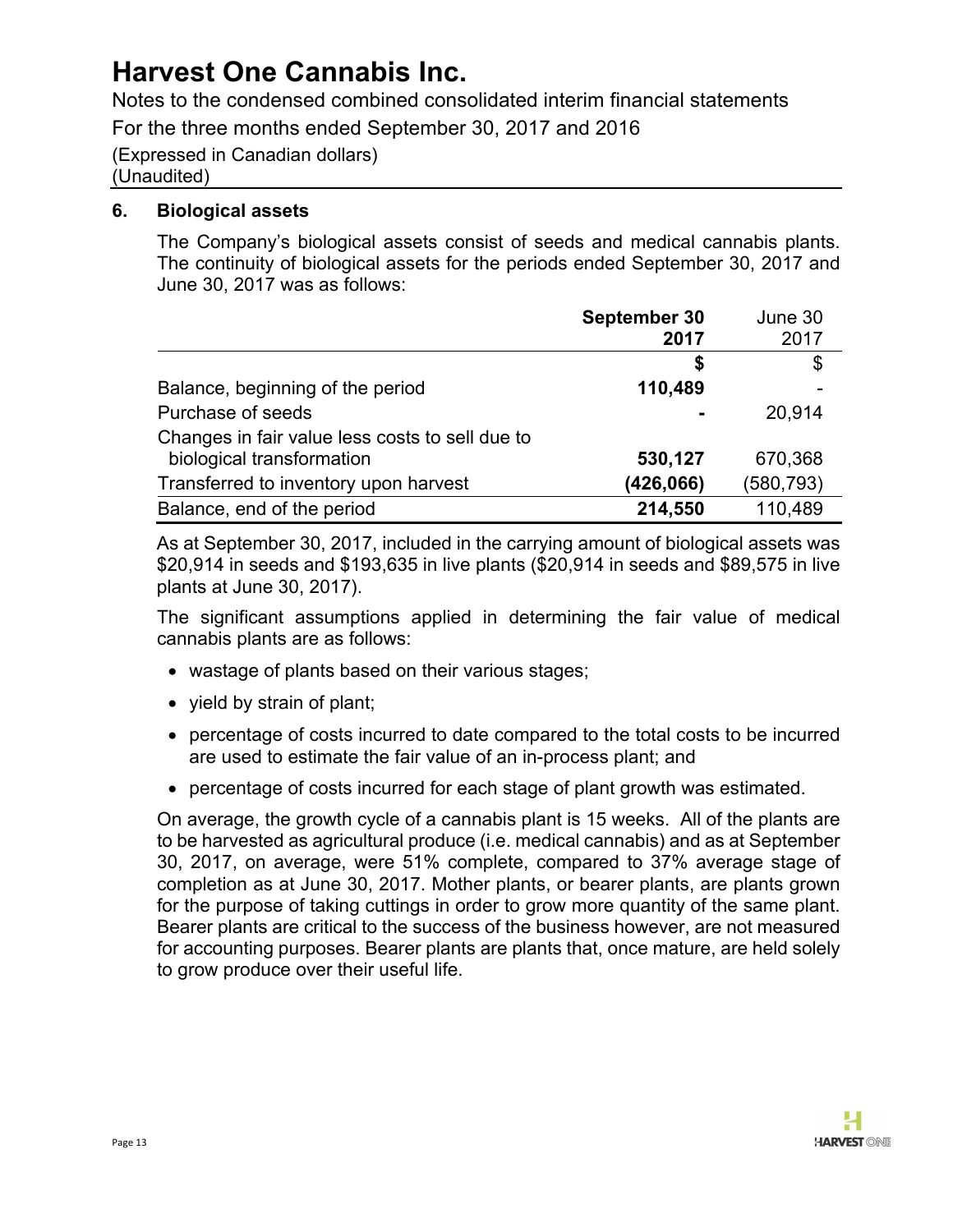# Harvest One Cannabis Inc.

Notes to the condensed combined consolidated interim financial statements

For the three months ended September 30, 2017 and 2016

(Expressed in Canadian dollars)
(Unaudited)

## 6. Biological assets

The Company's biological assets consist of seeds and medical cannabis plants. The continuity of biological assets for the periods ended September 30, 2017 and June 30, 2017 was as follows:

| | **September 30 2017** | June 30 2017 |
|---|---|---|
| | **$** | $ |
| Balance, beginning of the period | **110,489** | - |
| Purchase of seeds | **-** | 20,914 |
| Changes in fair value less costs to sell due to biological transformation | **530,127** | 670,368 |
| Transferred to inventory upon harvest | **(426,066)** | (580,793) |
| Balance, end of the period | **214,550** | 110,489 |

As at September 30, 2017, included in the carrying amount of biological assets was $20,914 in seeds and $193,635 in live plants ($20,914 in seeds and $89,575 in live plants at June 30, 2017).

The significant assumptions applied in determining the fair value of medical cannabis plants are as follows:

- wastage of plants based on their various stages;
- yield by strain of plant;
- percentage of costs incurred to date compared to the total costs to be incurred are used to estimate the fair value of an in-process plant; and
- percentage of costs incurred for each stage of plant growth was estimated.

On average, the growth cycle of a cannabis plant is 15 weeks. All of the plants are to be harvested as agricultural produce (i.e. medical cannabis) and as at September 30, 2017, on average, were 51% complete, compared to 37% average stage of completion as at June 30, 2017. Mother plants, or bearer plants, are plants grown for the purpose of taking cuttings in order to grow more quantity of the same plant. Bearer plants are critical to the success of the business however, are not measured for accounting purposes. Bearer plants are plants that, once mature, are held solely to grow produce over their useful life.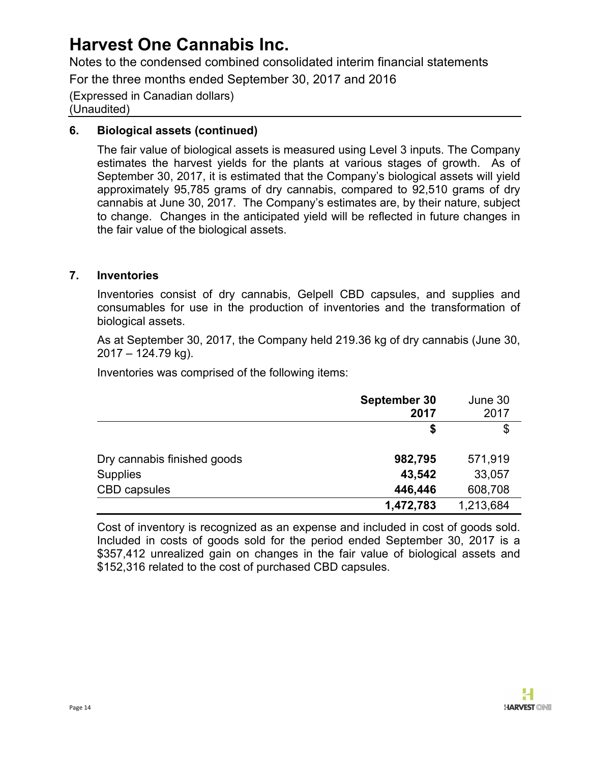## 6. Biological assets (continued)

The fair value of biological assets is measured using Level 3 inputs. The Company estimates the harvest yields for the plants at various stages of growth. As of September 30, 2017, it is estimated that the Company's biological assets will yield approximately 95,785 grams of dry cannabis, compared to 92,510 grams of dry cannabis at June 30, 2017. The Company's estimates are, by their nature, subject to change. Changes in the anticipated yield will be reflected in future changes in the fair value of the biological assets.

## 7. Inventories

Inventories consist of dry cannabis, Gelpell CBD capsules, and supplies and consumables for use in the production of inventories and the transformation of biological assets.

As at September 30, 2017, the Company held 219.36 kg of dry cannabis (June 30, 2017 – 124.79 kg).

Inventories was comprised of the following items:

| | **September 30 2017** | June 30 2017 |
|---|---|---|
| | **$** | $ |
| Dry cannabis finished goods | **982,795** | 571,919 |
| Supplies | **43,542** | 33,057 |
| CBD capsules | **446,446** | 608,708 |
| | **1,472,783** | 1,213,684 |

Cost of inventory is recognized as an expense and included in cost of goods sold. Included in costs of goods sold for the period ended September 30, 2017 is a $357,412 unrealized gain on changes in the fair value of biological assets and $152,316 related to the cost of purchased CBD capsules.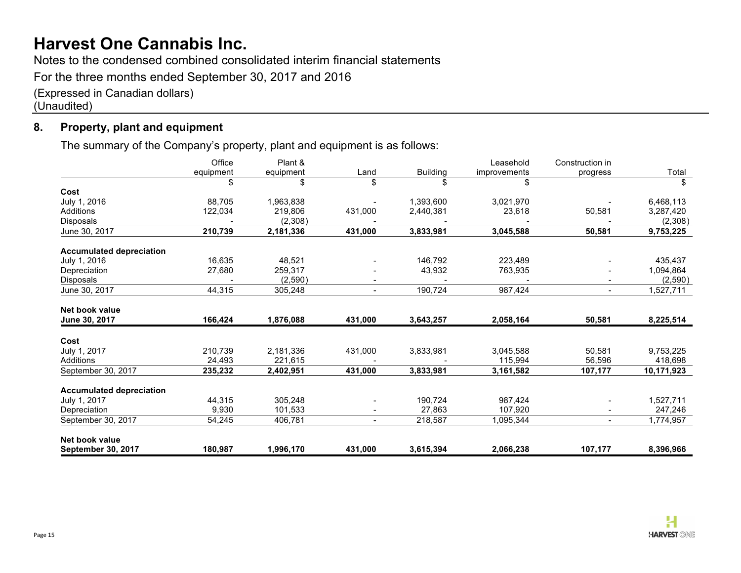# Harvest One Cannabis Inc.

Notes to the condensed combined consolidated interim financial statements

For the three months ended September 30, 2017 and 2016

(Expressed in Canadian dollars)

(Unaudited)

## 8. Property, plant and equipment

The summary of the Company's property, plant and equipment is as follows:

| | Office equipment | Plant & equipment | Land | Building | Leasehold improvements | Construction in progress | Total |
|---|---|---|---|---|---|---|---|
| | $ | $ | $ | $ | $ | | $ |
| **Cost** | | | | | | | |
| July 1, 2016 | 88,705 | 1,963,838 | - | 1,393,600 | 3,021,970 | - | 6,468,113 |
| Additions | 122,034 | 219,806 | 431,000 | 2,440,381 | 23,618 | 50,581 | 3,287,420 |
| Disposals | - | (2,308) | - | - | - | - | (2,308) |
| June 30, 2017 | **210,739** | **2,181,336** | **431,000** | **3,833,981** | **3,045,588** | **50,581** | **9,753,225** |
| **Accumulated depreciation** | | | | | | | |
| July 1, 2016 | 16,635 | 48,521 | - | 146,792 | 223,489 | - | 435,437 |
| Depreciation | 27,680 | 259,317 | - | 43,932 | 763,935 | - | 1,094,864 |
| Disposals | - | (2,590) | - | - | - | - | (2,590) |
| June 30, 2017 | 44,315 | 305,248 | - | 190,724 | 987,424 | - | 1,527,711 |
| **Net book value** | | | | | | | |
| **June 30, 2017** | **166,424** | **1,876,088** | **431,000** | **3,643,257** | **2,058,164** | **50,581** | **8,225,514** |
| **Cost** | | | | | | | |
| July 1, 2017 | 210,739 | 2,181,336 | 431,000 | 3,833,981 | 3,045,588 | 50,581 | 9,753,225 |
| Additions | 24,493 | 221,615 | - | - | 115,994 | 56,596 | 418,698 |
| September 30, 2017 | **235,232** | **2,402,951** | **431,000** | **3,833,981** | **3,161,582** | **107,177** | **10,171,923** |
| **Accumulated depreciation** | | | | | | | |
| July 1, 2017 | 44,315 | 305,248 | - | 190,724 | 987,424 | - | 1,527,711 |
| Depreciation | 9,930 | 101,533 | - | 27,863 | 107,920 | - | 247,246 |
| September 30, 2017 | 54,245 | 406,781 | - | 218,587 | 1,095,344 | - | 1,774,957 |
| **Net book value** | | | | | | | |
| **September 30, 2017** | **180,987** | **1,996,170** | **431,000** | **3,615,394** | **2,066,238** | **107,177** | **8,396,966** |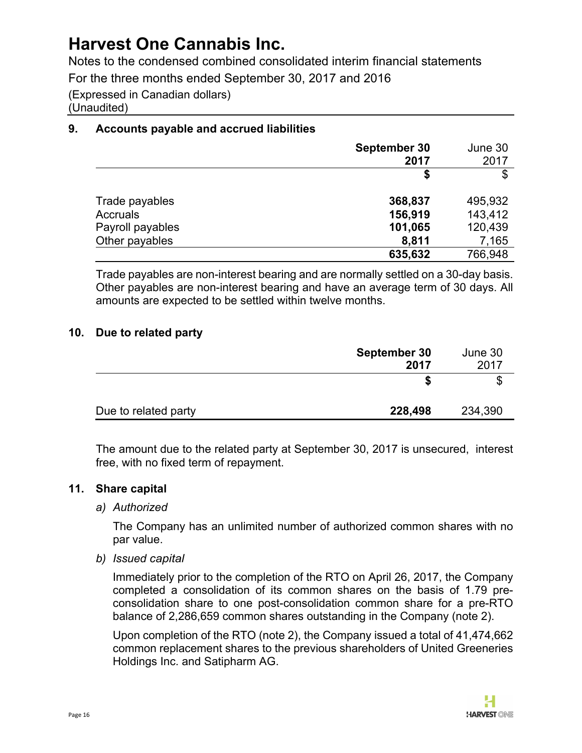## 9. Accounts payable and accrued liabilities

| | **September 30 2017** | June 30 2017 |
|---|---|---|
| | **$** | $ |
| Trade payables | **368,837** | 495,932 |
| Accruals | **156,919** | 143,412 |
| Payroll payables | **101,065** | 120,439 |
| Other payables | **8,811** | 7,165 |
| | **635,632** | 766,948 |

Trade payables are non-interest bearing and are normally settled on a 30-day basis. Other payables are non-interest bearing and have an average term of 30 days. All amounts are expected to be settled within twelve months.

## 10. Due to related party

| | **September 30 2017** | June 30 2017 |
|---|---|---|
| | **$** | $ |
| Due to related party | **228,498** | 234,390 |

The amount due to the related party at September 30, 2017 is unsecured, interest free, with no fixed term of repayment.

## 11. Share capital

*a) Authorized*

The Company has an unlimited number of authorized common shares with no par value.

*b) Issued capital*

Immediately prior to the completion of the RTO on April 26, 2017, the Company completed a consolidation of its common shares on the basis of 1.79 pre-consolidation share to one post-consolidation common share for a pre-RTO balance of 2,286,659 common shares outstanding in the Company (note 2).

Upon completion of the RTO (note 2), the Company issued a total of 41,474,662 common replacement shares to the previous shareholders of United Greeneries Holdings Inc. and Satipharm AG.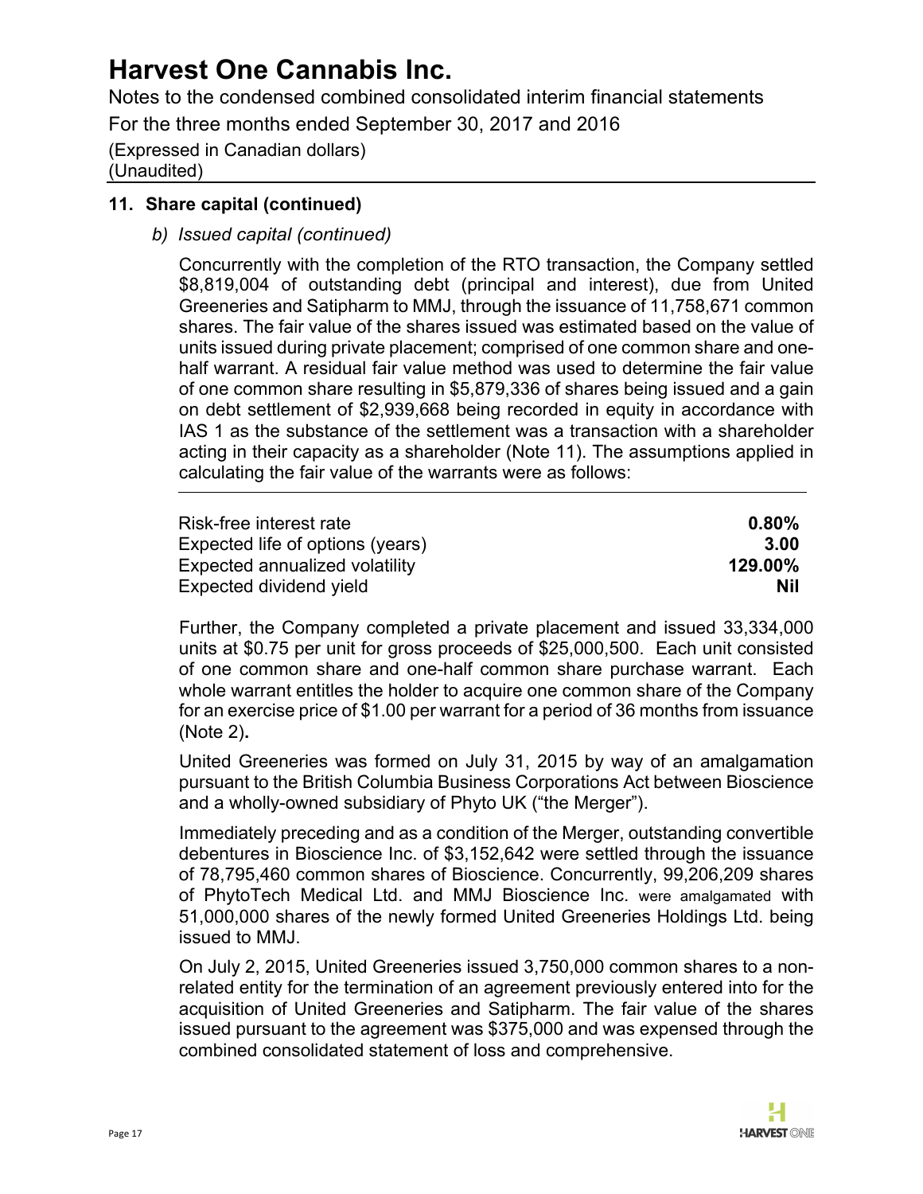## 11. Share capital (continued)

*b) Issued capital (continued)*

Concurrently with the completion of the RTO transaction, the Company settled $8,819,004 of outstanding debt (principal and interest), due from United Greeneries and Satipharm to MMJ, through the issuance of 11,758,671 common shares. The fair value of the shares issued was estimated based on the value of units issued during private placement; comprised of one common share and one-half warrant. A residual fair value method was used to determine the fair value of one common share resulting in $5,879,336 of shares being issued and a gain on debt settlement of $2,939,668 being recorded in equity in accordance with IAS 1 as the substance of the settlement was a transaction with a shareholder acting in their capacity as a shareholder (Note 11). The assumptions applied in calculating the fair value of the warrants were as follows:

| | |
|---|---|
| Risk-free interest rate | **0.80%** |
| Expected life of options (years) | **3.00** |
| Expected annualized volatility | **129.00%** |
| Expected dividend yield | **Nil** |

Further, the Company completed a private placement and issued 33,334,000 units at $0.75 per unit for gross proceeds of $25,000,500. Each unit consisted of one common share and one-half common share purchase warrant. Each whole warrant entitles the holder to acquire one common share of the Company for an exercise price of $1.00 per warrant for a period of 36 months from issuance (Note 2)**.**

United Greeneries was formed on July 31, 2015 by way of an amalgamation pursuant to the British Columbia Business Corporations Act between Bioscience and a wholly-owned subsidiary of Phyto UK ("the Merger").

Immediately preceding and as a condition of the Merger, outstanding convertible debentures in Bioscience Inc. of $3,152,642 were settled through the issuance of 78,795,460 common shares of Bioscience. Concurrently, 99,206,209 shares of PhytoTech Medical Ltd. and MMJ Bioscience Inc. were amalgamated with 51,000,000 shares of the newly formed United Greeneries Holdings Ltd. being issued to MMJ.

On July 2, 2015, United Greeneries issued 3,750,000 common shares to a non-related entity for the termination of an agreement previously entered into for the acquisition of United Greeneries and Satipharm. The fair value of the shares issued pursuant to the agreement was $375,000 and was expensed through the combined consolidated statement of loss and comprehensive.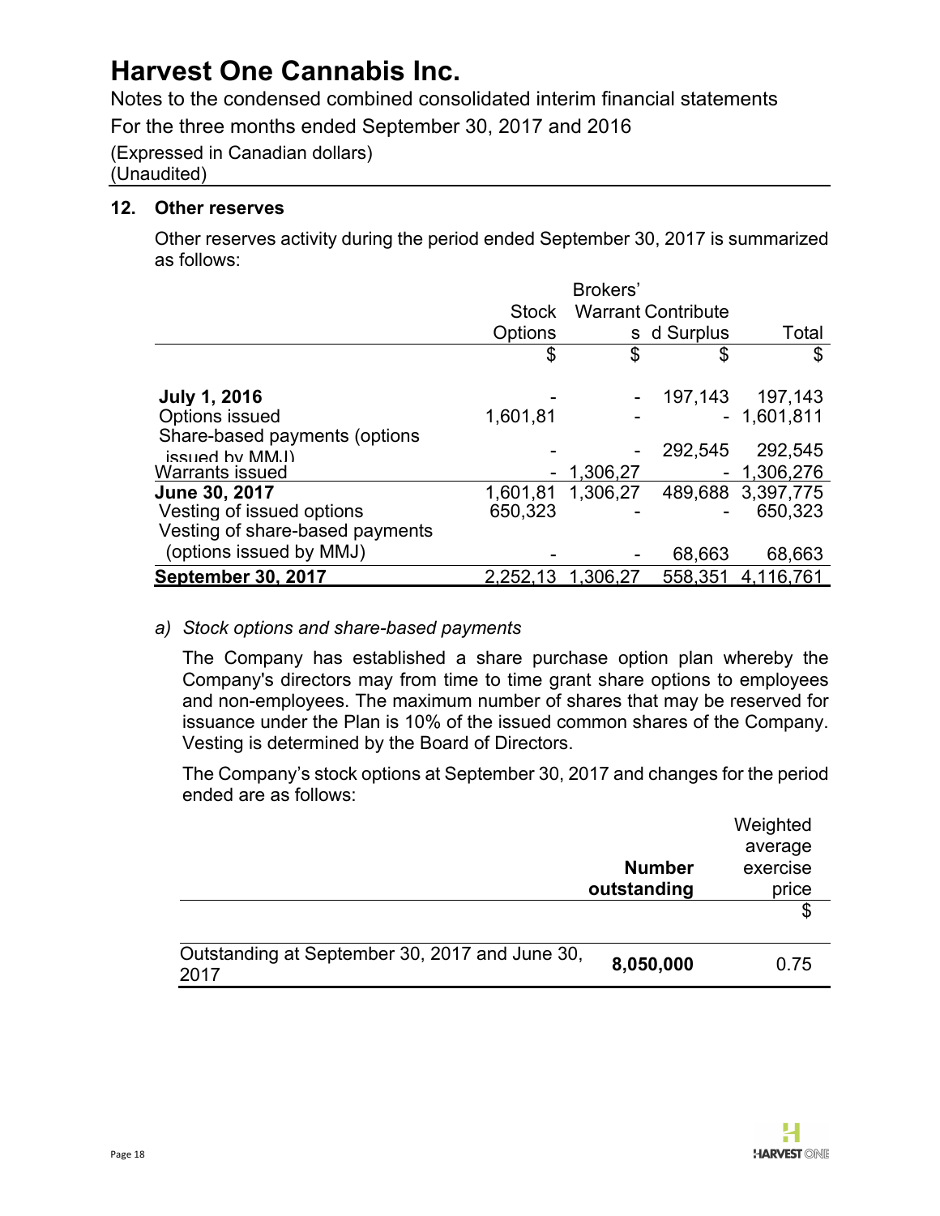# Harvest One Cannabis Inc.

Notes to the condensed combined consolidated interim financial statements

For the three months ended September 30, 2017 and 2016

(Expressed in Canadian dollars)

(Unaudited)

## 12. Other reserves

Other reserves activity during the period ended September 30, 2017 is summarized as follows:

| | Stock Options | Brokers' Warrants | Contributed Surplus | Total |
|---|---|---|---|---|
| | $ | $ | $ | $ |
| **July 1, 2016** | - | - | 197,143 | 197,143 |
| Options issued | 1,601,81 | - | - | 1,601,811 |
| Share-based payments (options issued by MMJ) | - | - | 292,545 | 292,545 |
| Warrants issued | - | 1,306,27 | - | 1,306,276 |
| **June 30, 2017** | 1,601,81 | 1,306,27 | 489,688 | 3,397,775 |
| Vesting of issued options | 650,323 | - | - | 650,323 |
| Vesting of share-based payments (options issued by MMJ) | - | - | 68,663 | 68,663 |
| **September 30, 2017** | 2,252,13 | 1,306,27 | 558,351 | 4,116,761 |

*a) Stock options and share-based payments*

The Company has established a share purchase option plan whereby the Company's directors may from time to time grant share options to employees and non-employees. The maximum number of shares that may be reserved for issuance under the Plan is 10% of the issued common shares of the Company. Vesting is determined by the Board of Directors.

The Company's stock options at September 30, 2017 and changes for the period ended are as follows:

| | **Number outstanding** | Weighted average exercise price |
|---|---|---|
| | | $ |
| Outstanding at September 30, 2017 and June 30, 2017 | **8,050,000** | 0.75 |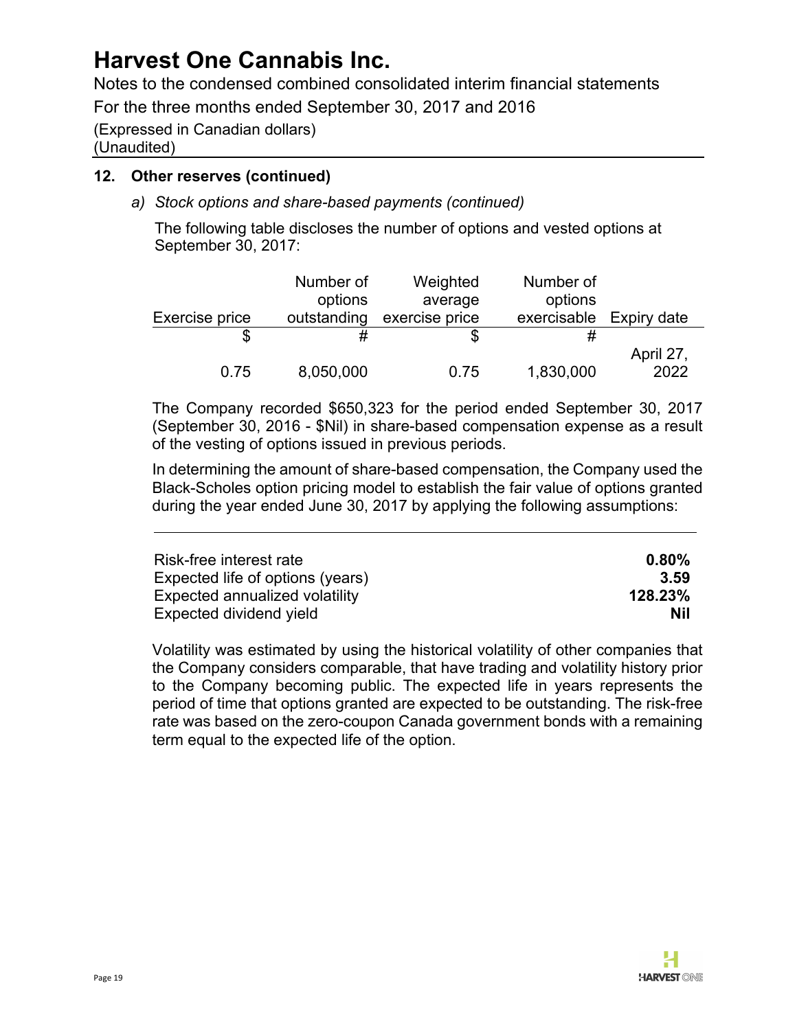## 12. Other reserves (continued)

*a) Stock options and share-based payments (continued)*

The following table discloses the number of options and vested options at September 30, 2017:

| Exercise price | Number of options outstanding | Weighted average exercise price | Number of options exercisable | Expiry date |
|---|---|---|---|---|
| $ | # | $ | # | |
| 0.75 | 8,050,000 | 0.75 | 1,830,000 | April 27, 2022 |

The Company recorded $650,323 for the period ended September 30, 2017 (September 30, 2016 - $Nil) in share-based compensation expense as a result of the vesting of options issued in previous periods.

In determining the amount of share-based compensation, the Company used the Black-Scholes option pricing model to establish the fair value of options granted during the year ended June 30, 2017 by applying the following assumptions:

| | |
|---|---|
| Risk-free interest rate | **0.80%** |
| Expected life of options (years) | **3.59** |
| Expected annualized volatility | **128.23%** |
| Expected dividend yield | **Nil** |

Volatility was estimated by using the historical volatility of other companies that the Company considers comparable, that have trading and volatility history prior to the Company becoming public. The expected life in years represents the period of time that options granted are expected to be outstanding. The risk-free rate was based on the zero-coupon Canada government bonds with a remaining term equal to the expected life of the option.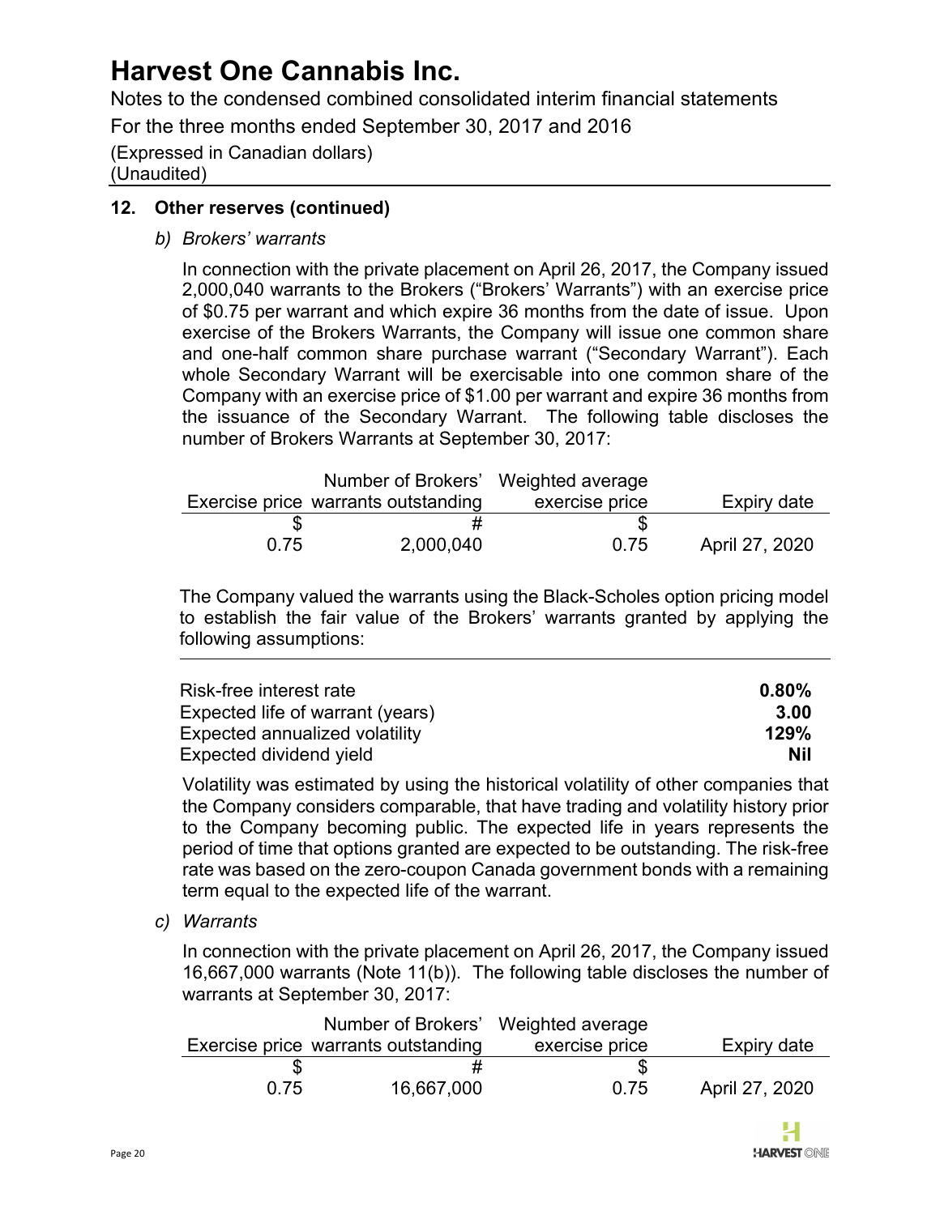## 12. Other reserves (continued)

*b) Brokers' warrants*

In connection with the private placement on April 26, 2017, the Company issued 2,000,040 warrants to the Brokers ("Brokers' Warrants") with an exercise price of $0.75 per warrant and which expire 36 months from the date of issue. Upon exercise of the Brokers Warrants, the Company will issue one common share and one-half common share purchase warrant ("Secondary Warrant"). Each whole Secondary Warrant will be exercisable into one common share of the Company with an exercise price of $1.00 per warrant and expire 36 months from the issuance of the Secondary Warrant. The following table discloses the number of Brokers Warrants at September 30, 2017:

| Exercise price | Number of Brokers' warrants outstanding | Weighted average exercise price | Expiry date |
|---|---|---|---|
| $ | # | $ | |
| 0.75 | 2,000,040 | 0.75 | April 27, 2020 |

The Company valued the warrants using the Black-Scholes option pricing model to establish the fair value of the Brokers' warrants granted by applying the following assumptions:

| | |
|---|---|
| Risk-free interest rate | **0.80%** |
| Expected life of warrant (years) | **3.00** |
| Expected annualized volatility | **129%** |
| Expected dividend yield | **Nil** |

Volatility was estimated by using the historical volatility of other companies that the Company considers comparable, that have trading and volatility history prior to the Company becoming public. The expected life in years represents the period of time that options granted are expected to be outstanding. The risk-free rate was based on the zero-coupon Canada government bonds with a remaining term equal to the expected life of the warrant.

*c) Warrants*

In connection with the private placement on April 26, 2017, the Company issued 16,667,000 warrants (Note 11(b)). The following table discloses the number of warrants at September 30, 2017:

| Exercise price | Number of Brokers' warrants outstanding | Weighted average exercise price | Expiry date |
|---|---|---|---|
| $ | # | $ | |
| 0.75 | 16,667,000 | 0.75 | April 27, 2020 |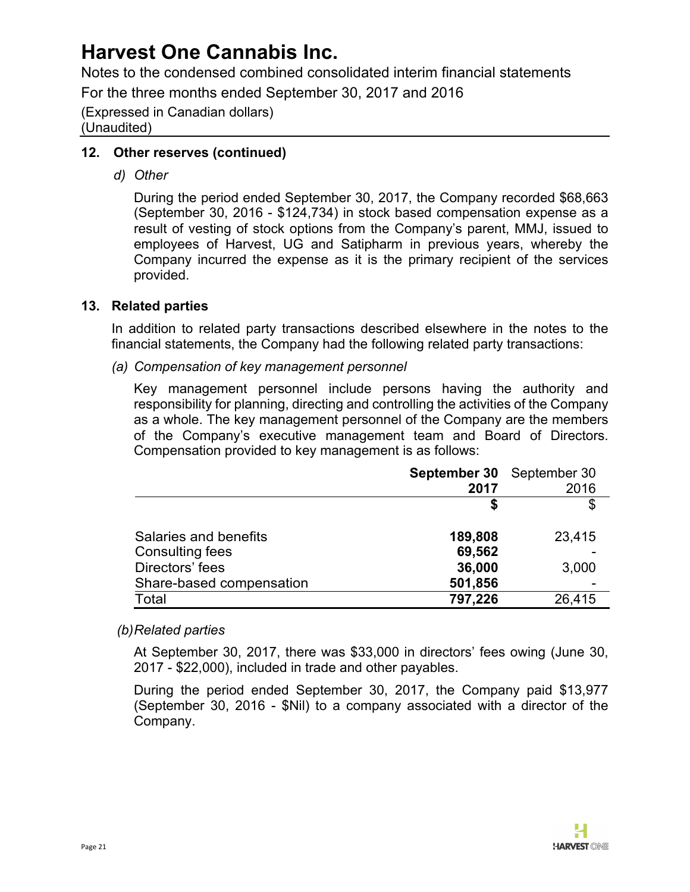# Harvest One Cannabis Inc.

Notes to the condensed combined consolidated interim financial statements

For the three months ended September 30, 2017 and 2016

(Expressed in Canadian dollars)
(Unaudited)

## 12. Other reserves (continued)

*d) Other*

During the period ended September 30, 2017, the Company recorded $68,663 (September 30, 2016 - $124,734) in stock based compensation expense as a result of vesting of stock options from the Company's parent, MMJ, issued to employees of Harvest, UG and Satipharm in previous years, whereby the Company incurred the expense as it is the primary recipient of the services provided.

## 13. Related parties

In addition to related party transactions described elsewhere in the notes to the financial statements, the Company had the following related party transactions:

*(a) Compensation of key management personnel*

Key management personnel include persons having the authority and responsibility for planning, directing and controlling the activities of the Company as a whole. The key management personnel of the Company are the members of the Company's executive management team and Board of Directors. Compensation provided to key management is as follows:

| | **September 30 2017** | September 30 2016 |
|---|---|---|
| | **$** | $ |
| Salaries and benefits | **189,808** | 23,415 |
| Consulting fees | **69,562** | - |
| Directors' fees | **36,000** | 3,000 |
| Share-based compensation | **501,856** | - |
| Total | **797,226** | 26,415 |

*(b) Related parties*

At September 30, 2017, there was $33,000 in directors' fees owing (June 30, 2017 - $22,000), included in trade and other payables.

During the period ended September 30, 2017, the Company paid $13,977 (September 30, 2016 - $Nil) to a company associated with a director of the Company.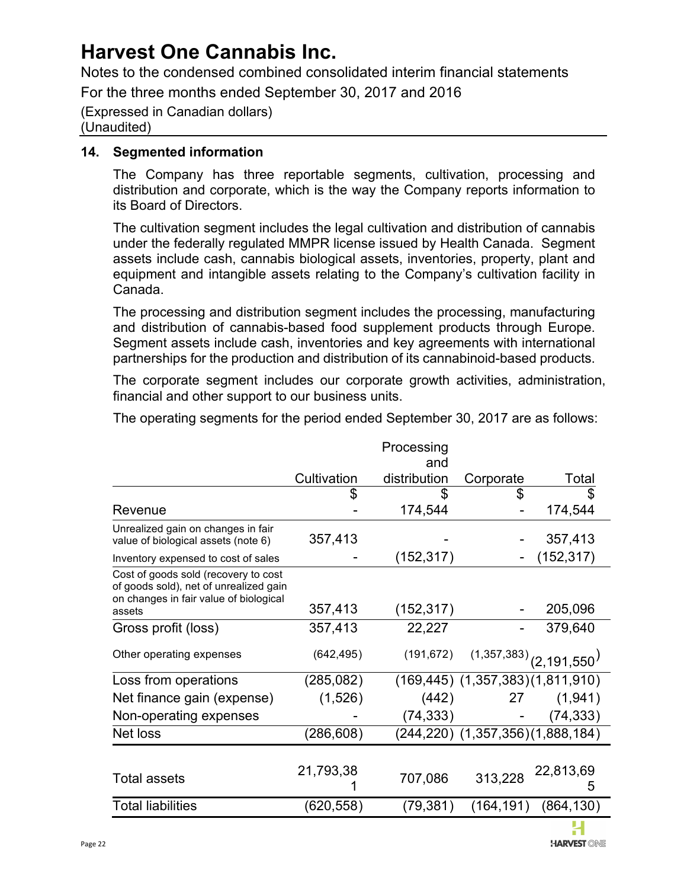# Harvest One Cannabis Inc.

Notes to the condensed combined consolidated interim financial statements

For the three months ended September 30, 2017 and 2016

(Expressed in Canadian dollars)
(Unaudited)

## 14. Segmented information

The Company has three reportable segments, cultivation, processing and distribution and corporate, which is the way the Company reports information to its Board of Directors.

The cultivation segment includes the legal cultivation and distribution of cannabis under the federally regulated MMPR license issued by Health Canada. Segment assets include cash, cannabis biological assets, inventories, property, plant and equipment and intangible assets relating to the Company's cultivation facility in Canada.

The processing and distribution segment includes the processing, manufacturing and distribution of cannabis-based food supplement products through Europe. Segment assets include cash, inventories and key agreements with international partnerships for the production and distribution of its cannabinoid-based products.

The corporate segment includes our corporate growth activities, administration, financial and other support to our business units.

The operating segments for the period ended September 30, 2017 are as follows:

| | Cultivation | Processing and distribution | Corporate | Total |
|---|---|---|---|---|
| | $ | $ | $ | $ |
| Revenue | - | 174,544 | - | 174,544 |
| Unrealized gain on changes in fair value of biological assets (note 6) | 357,413 | - | - | 357,413 |
| Inventory expensed to cost of sales | - | (152,317) | - | (152,317) |
| Cost of goods sold (recovery to cost of goods sold), net of unrealized gain on changes in fair value of biological assets | 357,413 | (152,317) | - | 205,096 |
| Gross profit (loss) | 357,413 | 22,227 | - | 379,640 |
| Other operating expenses | (642,495) | (191,672) | (1,357,383) | (2,191,550) |
| Loss from operations | (285,082) | (169,445) | (1,357,383) | (1,811,910) |
| Net finance gain (expense) | (1,526) | (442) | 27 | (1,941) |
| Non-operating expenses | - | (74,333) | - | (74,333) |
| Net loss | (286,608) | (244,220) | (1,357,356) | (1,888,184) |
| Total assets | 21,793,381 | 707,086 | 313,228 | 22,813,695 |
| Total liabilities | (620,558) | (79,381) | (164,191) | (864,130) |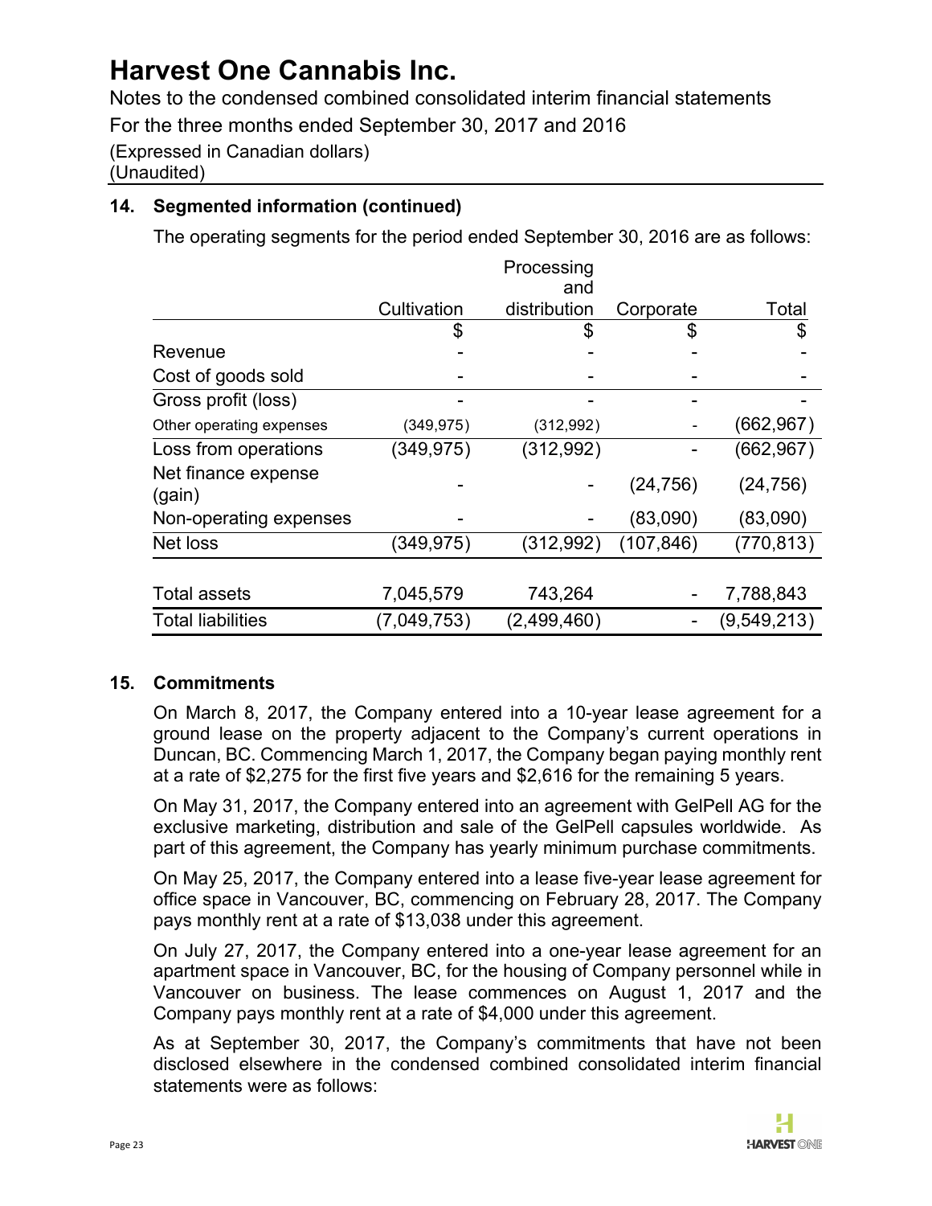## 14. Segmented information (continued)

The operating segments for the period ended September 30, 2016 are as follows:

| | Cultivation | Processing and distribution | Corporate | Total |
|---|---|---|---|---|
| | $ | $ | $ | $ |
| Revenue | - | - | - | - |
| Cost of goods sold | - | - | - | - |
| Gross profit (loss) | - | - | - | - |
| Other operating expenses | (349,975) | (312,992) | - | (662,967) |
| Loss from operations | (349,975) | (312,992) | - | (662,967) |
| Net finance expense (gain) | - | - | (24,756) | (24,756) |
| Non-operating expenses | - | - | (83,090) | (83,090) |
| Net loss | (349,975) | (312,992) | (107,846) | (770,813) |
| | | | | |
| Total assets | 7,045,579 | 743,264 | - | 7,788,843 |
| Total liabilities | (7,049,753) | (2,499,460) | - | (9,549,213) |

## 15. Commitments

On March 8, 2017, the Company entered into a 10-year lease agreement for a ground lease on the property adjacent to the Company's current operations in Duncan, BC. Commencing March 1, 2017, the Company began paying monthly rent at a rate of $2,275 for the first five years and $2,616 for the remaining 5 years.

On May 31, 2017, the Company entered into an agreement with GelPell AG for the exclusive marketing, distribution and sale of the GelPell capsules worldwide. As part of this agreement, the Company has yearly minimum purchase commitments.

On May 25, 2017, the Company entered into a lease five-year lease agreement for office space in Vancouver, BC, commencing on February 28, 2017. The Company pays monthly rent at a rate of $13,038 under this agreement.

On July 27, 2017, the Company entered into a one-year lease agreement for an apartment space in Vancouver, BC, for the housing of Company personnel while in Vancouver on business. The lease commences on August 1, 2017 and the Company pays monthly rent at a rate of $4,000 under this agreement.

As at September 30, 2017, the Company's commitments that have not been disclosed elsewhere in the condensed combined consolidated interim financial statements were as follows: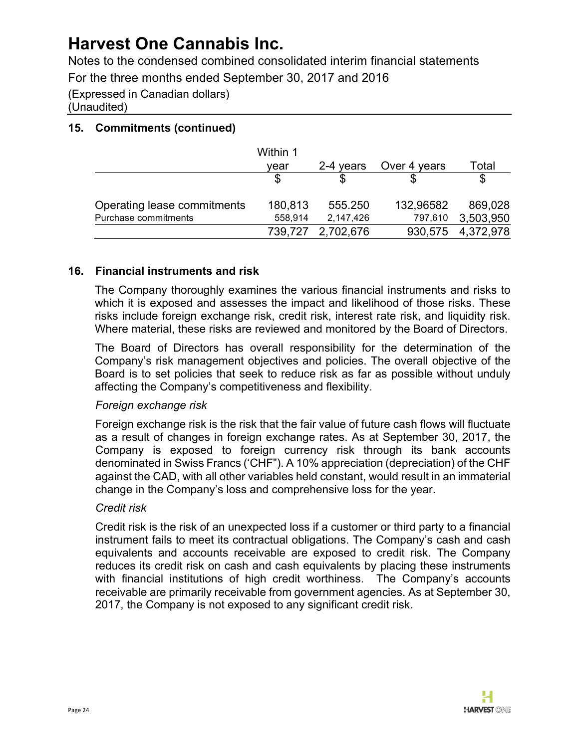# Harvest One Cannabis Inc.

Notes to the condensed combined consolidated interim financial statements

For the three months ended September 30, 2017 and 2016

(Expressed in Canadian dollars)
(Unaudited)

## 15. Commitments (continued)

| | Within 1 year | 2-4 years | Over 4 years | Total |
|---|---|---|---|---|
| | $ | $ | $ | $ |
| Operating lease commitments | 180,813 | 555.250 | 132,96582 | 869,028 |
| Purchase commitments | 558,914 | 2,147,426 | 797,610 | 3,503,950 |
| | 739,727 | 2,702,676 | 930,575 | 4,372,978 |

## 16. Financial instruments and risk

The Company thoroughly examines the various financial instruments and risks to which it is exposed and assesses the impact and likelihood of those risks. These risks include foreign exchange risk, credit risk, interest rate risk, and liquidity risk. Where material, these risks are reviewed and monitored by the Board of Directors.

The Board of Directors has overall responsibility for the determination of the Company's risk management objectives and policies. The overall objective of the Board is to set policies that seek to reduce risk as far as possible without unduly affecting the Company's competitiveness and flexibility.

*Foreign exchange risk*

Foreign exchange risk is the risk that the fair value of future cash flows will fluctuate as a result of changes in foreign exchange rates. As at September 30, 2017, the Company is exposed to foreign currency risk through its bank accounts denominated in Swiss Francs ('CHF"). A 10% appreciation (depreciation) of the CHF against the CAD, with all other variables held constant, would result in an immaterial change in the Company's loss and comprehensive loss for the year.

*Credit risk*

Credit risk is the risk of an unexpected loss if a customer or third party to a financial instrument fails to meet its contractual obligations. The Company's cash and cash equivalents and accounts receivable are exposed to credit risk. The Company reduces its credit risk on cash and cash equivalents by placing these instruments with financial institutions of high credit worthiness. The Company's accounts receivable are primarily receivable from government agencies. As at September 30, 2017, the Company is not exposed to any significant credit risk.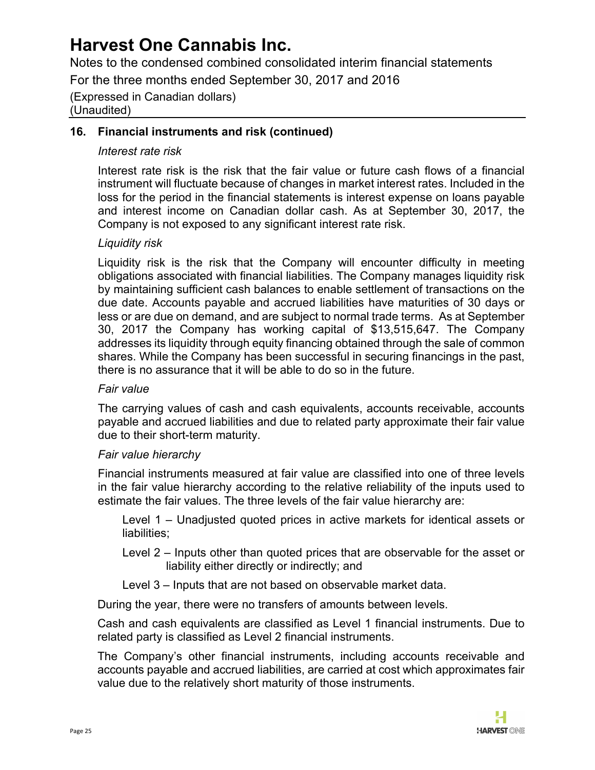## 16. Financial instruments and risk (continued)

*Interest rate risk*

Interest rate risk is the risk that the fair value or future cash flows of a financial instrument will fluctuate because of changes in market interest rates. Included in the loss for the period in the financial statements is interest expense on loans payable and interest income on Canadian dollar cash. As at September 30, 2017, the Company is not exposed to any significant interest rate risk.

*Liquidity risk*

Liquidity risk is the risk that the Company will encounter difficulty in meeting obligations associated with financial liabilities. The Company manages liquidity risk by maintaining sufficient cash balances to enable settlement of transactions on the due date. Accounts payable and accrued liabilities have maturities of 30 days or less or are due on demand, and are subject to normal trade terms. As at September 30, 2017 the Company has working capital of $13,515,647. The Company addresses its liquidity through equity financing obtained through the sale of common shares. While the Company has been successful in securing financings in the past, there is no assurance that it will be able to do so in the future.

*Fair value*

The carrying values of cash and cash equivalents, accounts receivable, accounts payable and accrued liabilities and due to related party approximate their fair value due to their short-term maturity.

*Fair value hierarchy*

Financial instruments measured at fair value are classified into one of three levels in the fair value hierarchy according to the relative reliability of the inputs used to estimate the fair values. The three levels of the fair value hierarchy are:

Level 1 – Unadjusted quoted prices in active markets for identical assets or liabilities;

Level 2 – Inputs other than quoted prices that are observable for the asset or liability either directly or indirectly; and

Level 3 – Inputs that are not based on observable market data.

During the year, there were no transfers of amounts between levels.

Cash and cash equivalents are classified as Level 1 financial instruments. Due to related party is classified as Level 2 financial instruments.

The Company's other financial instruments, including accounts receivable and accounts payable and accrued liabilities, are carried at cost which approximates fair value due to the relatively short maturity of those instruments.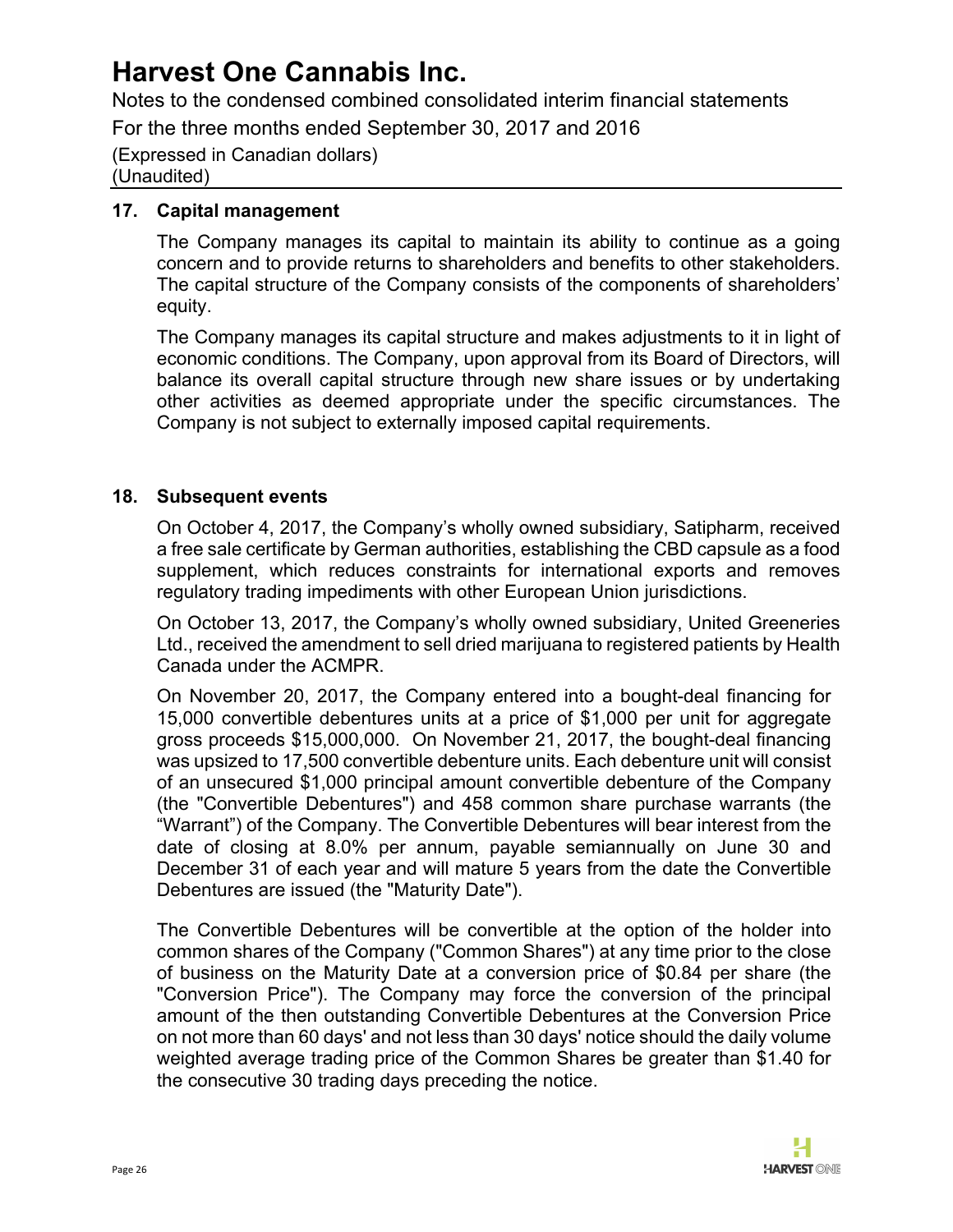## 17. Capital management

The Company manages its capital to maintain its ability to continue as a going concern and to provide returns to shareholders and benefits to other stakeholders. The capital structure of the Company consists of the components of shareholders' equity.

The Company manages its capital structure and makes adjustments to it in light of economic conditions. The Company, upon approval from its Board of Directors, will balance its overall capital structure through new share issues or by undertaking other activities as deemed appropriate under the specific circumstances. The Company is not subject to externally imposed capital requirements.

## 18. Subsequent events

On October 4, 2017, the Company's wholly owned subsidiary, Satipharm, received a free sale certificate by German authorities, establishing the CBD capsule as a food supplement, which reduces constraints for international exports and removes regulatory trading impediments with other European Union jurisdictions.

On October 13, 2017, the Company's wholly owned subsidiary, United Greeneries Ltd., received the amendment to sell dried marijuana to registered patients by Health Canada under the ACMPR.

On November 20, 2017, the Company entered into a bought-deal financing for 15,000 convertible debentures units at a price of $1,000 per unit for aggregate gross proceeds $15,000,000. On November 21, 2017, the bought-deal financing was upsized to 17,500 convertible debenture units. Each debenture unit will consist of an unsecured $1,000 principal amount convertible debenture of the Company (the "Convertible Debentures") and 458 common share purchase warrants (the "Warrant") of the Company. The Convertible Debentures will bear interest from the date of closing at 8.0% per annum, payable semiannually on June 30 and December 31 of each year and will mature 5 years from the date the Convertible Debentures are issued (the "Maturity Date").

The Convertible Debentures will be convertible at the option of the holder into common shares of the Company ("Common Shares") at any time prior to the close of business on the Maturity Date at a conversion price of $0.84 per share (the "Conversion Price"). The Company may force the conversion of the principal amount of the then outstanding Convertible Debentures at the Conversion Price on not more than 60 days' and not less than 30 days' notice should the daily volume weighted average trading price of the Common Shares be greater than $1.40 for the consecutive 30 trading days preceding the notice.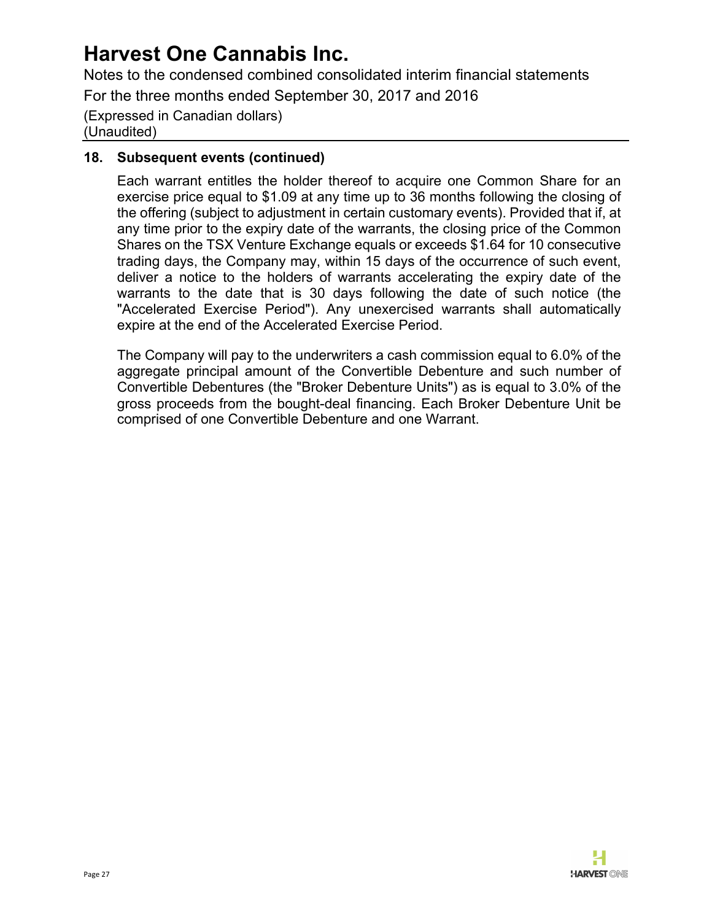## 18. Subsequent events (continued)

Each warrant entitles the holder thereof to acquire one Common Share for an exercise price equal to $1.09 at any time up to 36 months following the closing of the offering (subject to adjustment in certain customary events). Provided that if, at any time prior to the expiry date of the warrants, the closing price of the Common Shares on the TSX Venture Exchange equals or exceeds $1.64 for 10 consecutive trading days, the Company may, within 15 days of the occurrence of such event, deliver a notice to the holders of warrants accelerating the expiry date of the warrants to the date that is 30 days following the date of such notice (the "Accelerated Exercise Period"). Any unexercised warrants shall automatically expire at the end of the Accelerated Exercise Period.

The Company will pay to the underwriters a cash commission equal to 6.0% of the aggregate principal amount of the Convertible Debenture and such number of Convertible Debentures (the "Broker Debenture Units") as is equal to 3.0% of the gross proceeds from the bought-deal financing. Each Broker Debenture Unit be comprised of one Convertible Debenture and one Warrant.